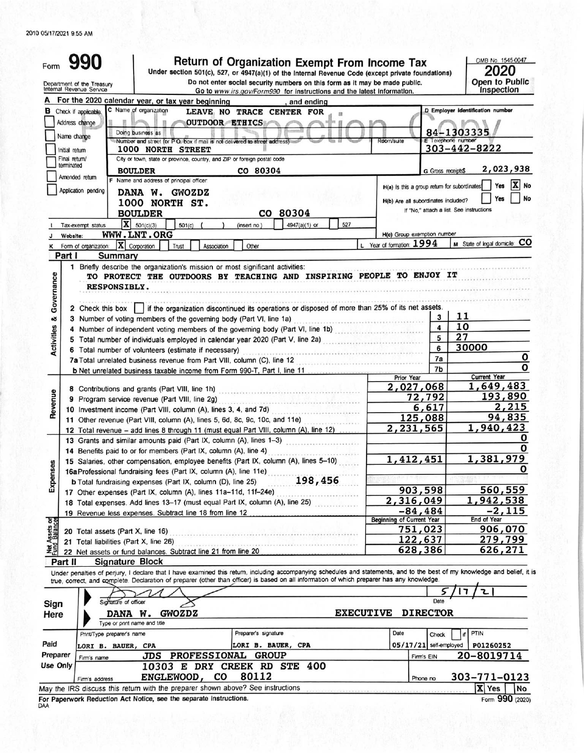# Form 990

## Return of Organization Exempt From Income Tax

Under section 501(c), 527, or 4947(a)(1) of the Internal Revenue Code (except private foundations)

Do not enter social security numbers on this form as it may be made public.

Go to www.irs.gov/Form990 for instructions and the latest information.

OMB No. 1545-0047

**2020**

**Open to Public Inspection**

Department of the Treasury
Internal Revenue Service

**A** For the 2020 calendar year, or tax year beginning , and ending

**B** Check if applicable:
- Address change
- Name change
- Initial return
- Final return/terminated
- Amended return
- Application pending

**C** Name of organization: LEAVE NO TRACE CENTER FOR OUTDOOR ETHICS

Doing business as

Number and street (or P.O. box if mail is not delivered to street address): 1000 NORTH STREET | Room/suite

City or town, state or province, country, and ZIP or foreign postal code: BOULDER CO 80304

**D** Employer identification number: 84-1303335

**E** Telephone number: 303-442-8222

**G** Gross receipts $ 2,023,938

**F** Name and address of principal officer: DANA W. GWOZDZ, 1000 NORTH ST., BOULDER CO 80304

**H(a)** Is this a group return for subordinates? Yes [ ] No [X]

**H(b)** Are all subordinates included? Yes [ ] No [ ]
If "No," attach a list. See instructions

**I** Tax-exempt status: [X] 501(c)(3) [ ] 501(c) ( ) (insert no.) [ ] 4947(a)(1) or [ ] 527

**J** Website: WWW.LNT.ORG

**H(c)** Group exemption number

**K** Form of organization: [X] Corporation [ ] Trust [ ] Association [ ] Other

**L** Year of formation: 1994

**M** State of legal domicile: CO

## Part I Summary

### Activities & Governance

1 Briefly describe the organization's mission or most significant activities:
TO PROTECT THE OUTDOORS BY TEACHING AND INSPIRING PEOPLE TO ENJOY IT RESPONSIBLY.

2 Check this box [ ] if the organization discontinued its operations or disposed of more than 25% of its net assets.

| Line | Description | No. | Value |
|---|---|---|---|
| 3 | Number of voting members of the governing body (Part VI, line 1a) | 3 | 11 |
| 4 | Number of independent voting members of the governing body (Part VI, line 1b) | 4 | 10 |
| 5 | Total number of individuals employed in calendar year 2020 (Part V, line 2a) | 5 | 27 |
| 6 | Total number of volunteers (estimate if necessary) | 6 | 30000 |
| 7a | Total unrelated business revenue from Part VIII, column (C), line 12 | 7a | 0 |
| b | Net unrelated business taxable income from Form 990-T, Part I, line 11 | 7b | 0 |

### Revenue / Expenses / Net Assets

| Line | Description | Prior Year | Current Year |
|---|---|---|---|
| 8 | Contributions and grants (Part VIII, line 1h) | 2,027,068 | 1,649,483 |
| 9 | Program service revenue (Part VIII, line 2g) | 72,792 | 193,890 |
| 10 | Investment income (Part VIII, column (A), lines 3, 4, and 7d) | 6,617 | 2,215 |
| 11 | Other revenue (Part VIII, column (A), lines 5, 6d, 8c, 9c, 10c, and 11e) | 125,088 | 94,835 |
| 12 | Total revenue – add lines 8 through 11 (must equal Part VIII, column (A), line 12) | 2,231,565 | 1,940,423 |
| 13 | Grants and similar amounts paid (Part IX, column (A), lines 1–3) | | 0 |
| 14 | Benefits paid to or for members (Part IX, column (A), line 4) | | 0 |
| 15 | Salaries, other compensation, employee benefits (Part IX, column (A), lines 5–10) | 1,412,451 | 1,381,979 |
| 16a | Professional fundraising fees (Part IX, column (A), line 11e) | | 0 |
| b | Total fundraising expenses (Part IX, column (D), line 25) 198,456 | | |
| 17 | Other expenses (Part IX, column (A), lines 11a–11d, 11f–24e) | 903,598 | 560,559 |
| 18 | Total expenses. Add lines 13–17 (must equal Part IX, column (A), line 25) | 2,316,049 | 1,942,538 |
| 19 | Revenue less expenses. Subtract line 18 from line 12 | -84,484 | -2,115 |

| Line | Description | Beginning of Current Year | End of Year |
|---|---|---|---|
| 20 | Total assets (Part X, line 16) | 751,023 | 906,070 |
| 21 | Total liabilities (Part X, line 26) | 122,637 | 279,799 |
| 22 | Net assets or fund balances. Subtract line 21 from line 20 | 628,386 | 626,271 |

## Part II Signature Block

Under penalties of perjury, I declare that I have examined this return, including accompanying schedules and statements, and to the best of my knowledge and belief, it is true, correct, and complete. Declaration of preparer (other than officer) is based on all information of which preparer has any knowledge.

**Sign Here**

Signature of officer | Date: 5/17/21

DANA W. GWOZDZ EXECUTIVE DIRECTOR
Type or print name and title

**Paid Preparer Use Only**

| Print/Type preparer's name | Preparer's signature | Date | Check if self-employed | PTIN |
|---|---|---|---|---|
| LORI B. BAUER, CPA | LORI B. BAUER, CPA | 05/17/21 | | P01260252 |

Firm's name: JDS PROFESSIONAL GROUP | Firm's EIN: 20-8019714

Firm's address: 10303 E DRY CREEK RD STE 400, ENGLEWOOD, CO 80112 | Phone no. 303-771-0123

May the IRS discuss this return with the preparer shown above? See instructions [X] Yes [ ] No

For Paperwork Reduction Act Notice, see the separate instructions.

DAA Form 990 (2020)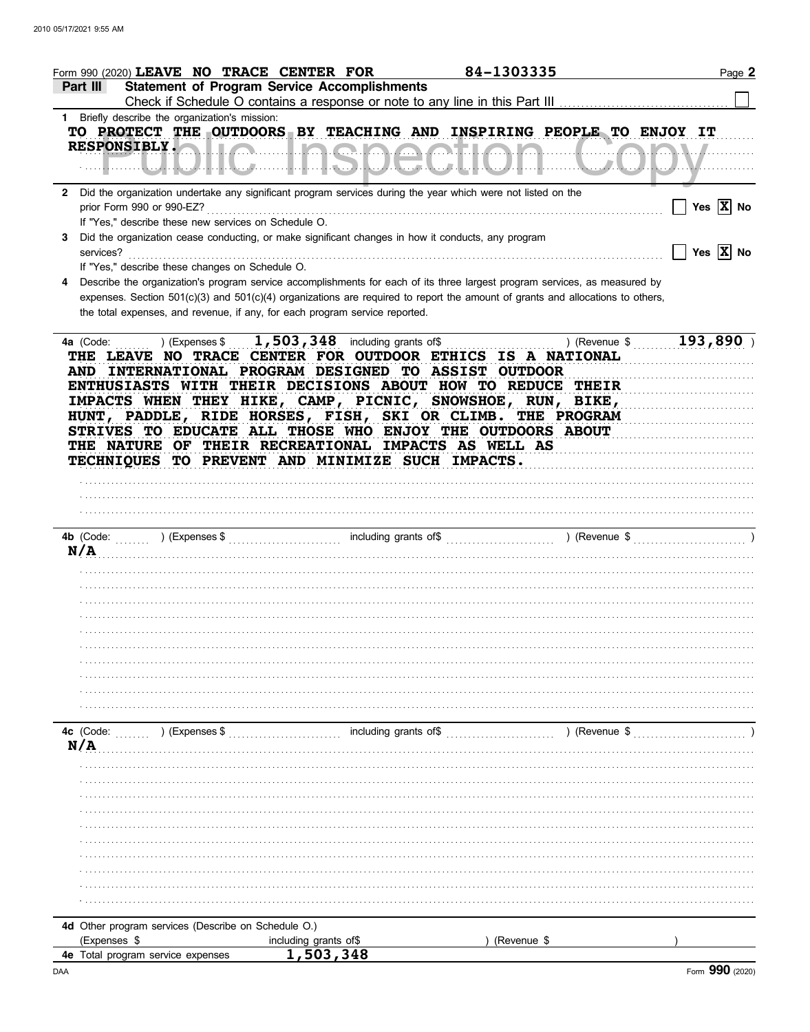Form 990 (2020) **LEAVE NO TRACE CENTER FOR** **84-1303335**

**Part III** **Statement of Program Service Accomplishments**

Check if Schedule O contains a response or note to any line in this Part III ☐

**1** Briefly describe the organization's mission:

**TO PROTECT THE OUTDOORS BY TEACHING AND INSPIRING PEOPLE TO ENJOY IT RESPONSIBLY.**

**2** Did the organization undertake any significant program services during the year which were not listed on the prior Form 990 or 990-EZ? ☐ Yes ☒ No

If "Yes," describe these new services on Schedule O.

**3** Did the organization cease conducting, or make significant changes in how it conducts, any program services? ☐ Yes ☒ No

If "Yes," describe these changes on Schedule O.

**4** Describe the organization's program service accomplishments for each of its three largest program services, as measured by expenses. Section 501(c)(3) and 501(c)(4) organizations are required to report the amount of grants and allocations to others, the total expenses, and revenue, if any, for each program service reported.

**4a** (Code: ) (Expenses $ **1,503,348** including grants of$ ) (Revenue $ **193,890** )

**THE LEAVE NO TRACE CENTER FOR OUTDOOR ETHICS IS A NATIONAL AND INTERNATIONAL PROGRAM DESIGNED TO ASSIST OUTDOOR ENTHUSIASTS WITH THEIR DECISIONS ABOUT HOW TO REDUCE THEIR IMPACTS WHEN THEY HIKE, CAMP, PICNIC, SNOWSHOE, RUN, BIKE, HUNT, PADDLE, RIDE HORSES, FISH, SKI OR CLIMB. THE PROGRAM STRIVES TO EDUCATE ALL THOSE WHO ENJOY THE OUTDOORS ABOUT THE NATURE OF THEIR RECREATIONAL IMPACTS AS WELL AS TECHNIQUES TO PREVENT AND MINIMIZE SUCH IMPACTS.**

**4b** (Code: ) (Expenses $ including grants of$ ) (Revenue $ )

**N/A**

**4c** (Code: ) (Expenses $ including grants of$ ) (Revenue $ )

**N/A**

**4d** Other program services (Describe on Schedule O.)

(Expenses $ including grants of$ ) (Revenue $ )

**4e** Total program service expenses **1,503,348**

Form **990** (2020)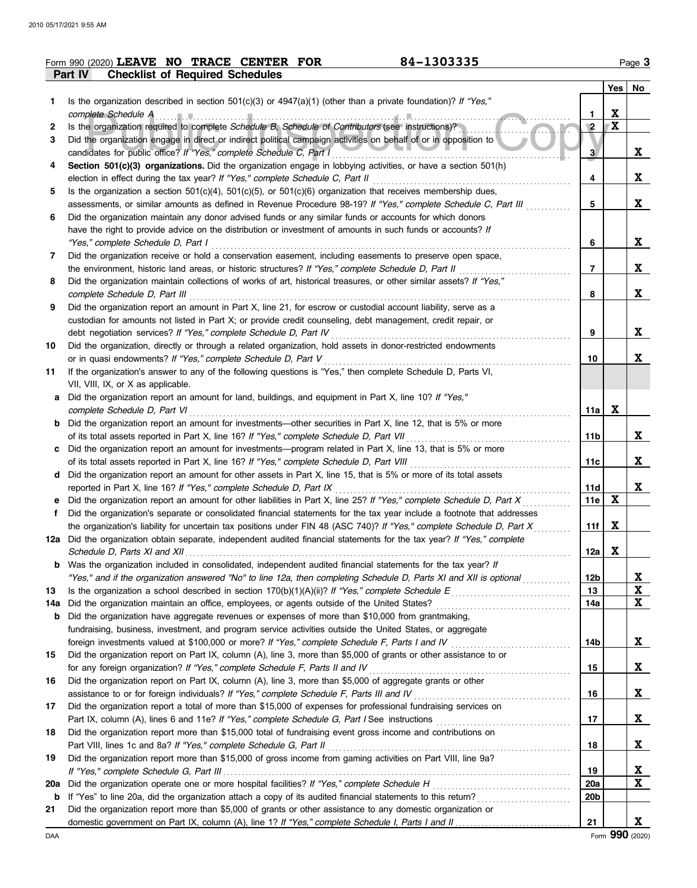Form 990 (2020) **LEAVE NO TRACE CENTER FOR** 84-1303335 Page **3**

**Part IV Checklist of Required Schedules**

| | | | Yes | No |
|---|---|---|---|---|
| 1 | Is the organization described in section 501(c)(3) or 4947(a)(1) (other than a private foundation)? *If "Yes," complete Schedule A* | 1 | X | |
| 2 | Is the organization required to complete *Schedule B, Schedule of Contributors* (see instructions)? | 2 | X | |
| 3 | Did the organization engage in direct or indirect political campaign activities on behalf of or in opposition to candidates for public office? *If "Yes," complete Schedule C, Part I* | 3 | | X |
| 4 | **Section 501(c)(3) organizations.** Did the organization engage in lobbying activities, or have a section 501(h) election in effect during the tax year? *If "Yes," complete Schedule C, Part II* | 4 | | X |
| 5 | Is the organization a section 501(c)(4), 501(c)(5), or 501(c)(6) organization that receives membership dues, assessments, or similar amounts as defined in Revenue Procedure 98-19? *If "Yes," complete Schedule C, Part III* | 5 | | X |
| 6 | Did the organization maintain any donor advised funds or any similar funds or accounts for which donors have the right to provide advice on the distribution or investment of amounts in such funds or accounts? *If "Yes," complete Schedule D, Part I* | 6 | | X |
| 7 | Did the organization receive or hold a conservation easement, including easements to preserve open space, the environment, historic land areas, or historic structures? *If "Yes," complete Schedule D, Part II* | 7 | | X |
| 8 | Did the organization maintain collections of works of art, historical treasures, or other similar assets? *If "Yes," complete Schedule D, Part III* | 8 | | X |
| 9 | Did the organization report an amount in Part X, line 21, for escrow or custodial account liability, serve as a custodian for amounts not listed in Part X; or provide credit counseling, debt management, credit repair, or debt negotiation services? *If "Yes," complete Schedule D, Part IV* | 9 | | X |
| 10 | Did the organization, directly or through a related organization, hold assets in donor-restricted endowments or in quasi endowments? *If "Yes," complete Schedule D, Part V* | 10 | | X |
| 11 | If the organization's answer to any of the following questions is "Yes," then complete Schedule D, Parts VI, VII, VIII, IX, or X as applicable. | | | |
| a | Did the organization report an amount for land, buildings, and equipment in Part X, line 10? *If "Yes," complete Schedule D, Part VI* | 11a | X | |
| b | Did the organization report an amount for investments—other securities in Part X, line 12, that is 5% or more of its total assets reported in Part X, line 16? *If "Yes," complete Schedule D, Part VII* | 11b | | X |
| c | Did the organization report an amount for investments—program related in Part X, line 13, that is 5% or more of its total assets reported in Part X, line 16? *If "Yes," complete Schedule D, Part VIII* | 11c | | X |
| d | Did the organization report an amount for other assets in Part X, line 15, that is 5% or more of its total assets reported in Part X, line 16? *If "Yes," complete Schedule D, Part IX* | 11d | | X |
| e | Did the organization report an amount for other liabilities in Part X, line 25? *If "Yes," complete Schedule D, Part X* | 11e | X | |
| f | Did the organization's separate or consolidated financial statements for the tax year include a footnote that addresses the organization's liability for uncertain tax positions under FIN 48 (ASC 740)? *If "Yes," complete Schedule D, Part X* | 11f | X | |
| 12a | Did the organization obtain separate, independent audited financial statements for the tax year? *If "Yes," complete Schedule D, Parts XI and XII* | 12a | X | |
| b | Was the organization included in consolidated, independent audited financial statements for the tax year? *If "Yes," and if the organization answered "No" to line 12a, then completing Schedule D, Parts XI and XII is optional* | 12b | | X |
| 13 | Is the organization a school described in section 170(b)(1)(A)(ii)? *If "Yes," complete Schedule E* | 13 | | X |
| 14a | Did the organization maintain an office, employees, or agents outside of the United States? | 14a | | X |
| b | Did the organization have aggregate revenues or expenses of more than $10,000 from grantmaking, fundraising, business, investment, and program service activities outside the United States, or aggregate foreign investments valued at $100,000 or more? *If "Yes," complete Schedule F, Parts I and IV* | 14b | | X |
| 15 | Did the organization report on Part IX, column (A), line 3, more than $5,000 of grants or other assistance to or for any foreign organization? *If "Yes," complete Schedule F, Parts II and IV* | 15 | | X |
| 16 | Did the organization report on Part IX, column (A), line 3, more than $5,000 of aggregate grants or other assistance to or for foreign individuals? *If "Yes," complete Schedule F, Parts III and IV* | 16 | | X |
| 17 | Did the organization report a total of more than $15,000 of expenses for professional fundraising services on Part IX, column (A), lines 6 and 11e? *If "Yes," complete Schedule G, Part I* See instructions | 17 | | X |
| 18 | Did the organization report more than $15,000 total of fundraising event gross income and contributions on Part VIII, lines 1c and 8a? *If "Yes," complete Schedule G, Part II* | 18 | | X |
| 19 | Did the organization report more than $15,000 of gross income from gaming activities on Part VIII, line 9a? *If "Yes," complete Schedule G, Part III* | 19 | | X |
| 20a | Did the organization operate one or more hospital facilities? *If "Yes," complete Schedule H* | 20a | | X |
| b | If "Yes" to line 20a, did the organization attach a copy of its audited financial statements to this return? | 20b | | |
| 21 | Did the organization report more than $5,000 of grants or other assistance to any domestic organization or domestic government on Part IX, column (A), line 1? *If "Yes," complete Schedule I, Parts I and II* | 21 | | X |

DAA Form **990** (2020)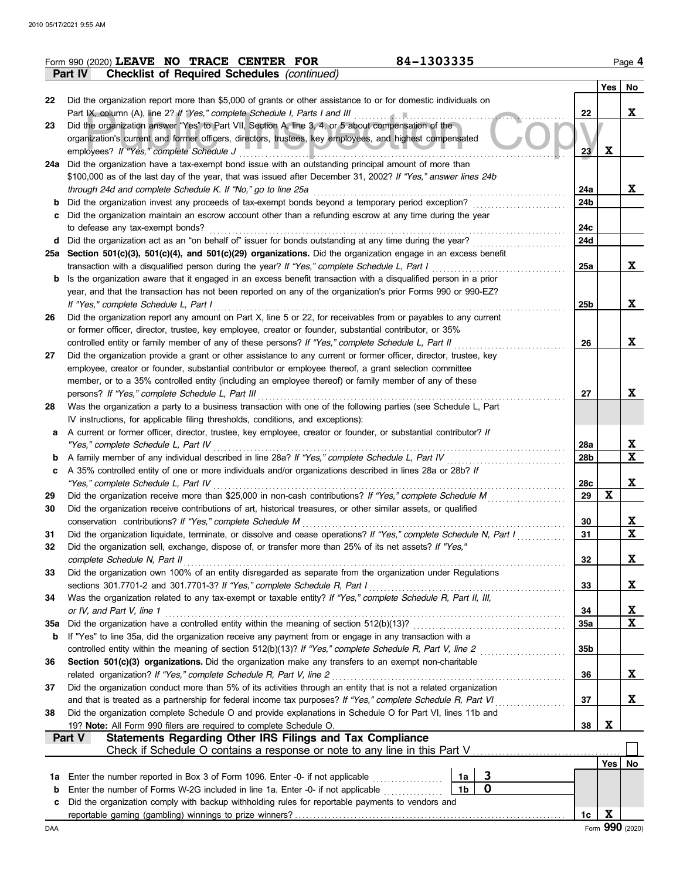Form 990 (2020) **LEAVE NO TRACE CENTER FOR** **84-1303335** Page **4**

**Part IV — Checklist of Required Schedules** *(continued)*

| | | | Yes | No |
|---|---|---|---|---|
| 22 | Did the organization report more than $5,000 of grants or other assistance to or for domestic individuals on Part IX, column (A), line 2? *If "Yes," complete Schedule I, Parts I and III* | 22 | | X |
| 23 | Did the organization answer "Yes" to Part VII, Section A, line 3, 4, or 5 about compensation of the organization's current and former officers, directors, trustees, key employees, and highest compensated employees? *If "Yes," complete Schedule J* | 23 | X | |
| 24a | Did the organization have a tax-exempt bond issue with an outstanding principal amount of more than $100,000 as of the last day of the year, that was issued after December 31, 2002? *If "Yes," answer lines 24b through 24d and complete Schedule K. If "No," go to line 25a* | 24a | | X |
| b | Did the organization invest any proceeds of tax-exempt bonds beyond a temporary period exception? | 24b | | |
| c | Did the organization maintain an escrow account other than a refunding escrow at any time during the year to defease any tax-exempt bonds? | 24c | | |
| d | Did the organization act as an "on behalf of" issuer for bonds outstanding at any time during the year? | 24d | | |
| 25a | **Section 501(c)(3), 501(c)(4), and 501(c)(29) organizations.** Did the organization engage in an excess benefit transaction with a disqualified person during the year? *If "Yes," complete Schedule L, Part I* | 25a | | X |
| b | Is the organization aware that it engaged in an excess benefit transaction with a disqualified person in a prior year, and that the transaction has not been reported on any of the organization's prior Forms 990 or 990-EZ? *If "Yes," complete Schedule L, Part I* | 25b | | X |
| 26 | Did the organization report any amount on Part X, line 5 or 22, for receivables from or payables to any current or former officer, director, trustee, key employee, creator or founder, substantial contributor, or 35% controlled entity or family member of any of these persons? *If "Yes," complete Schedule L, Part II* | 26 | | X |
| 27 | Did the organization provide a grant or other assistance to any current or former officer, director, trustee, key employee, creator or founder, substantial contributor or employee thereof, a grant selection committee member, or to a 35% controlled entity (including an employee thereof) or family member of any of these persons? *If "Yes," complete Schedule L, Part III* | 27 | | X |
| 28 | Was the organization a party to a business transaction with one of the following parties (see Schedule L, Part IV instructions, for applicable filing thresholds, conditions, and exceptions): | | | |
| a | A current or former officer, director, trustee, key employee, creator or founder, or substantial contributor? *If "Yes," complete Schedule L, Part IV* | 28a | | X |
| b | A family member of any individual described in line 28a? *If "Yes," complete Schedule L, Part IV* | 28b | | X |
| c | A 35% controlled entity of one or more individuals and/or organizations described in lines 28a or 28b? *If "Yes," complete Schedule L, Part IV* | 28c | | X |
| 29 | Did the organization receive more than $25,000 in non-cash contributions? *If "Yes," complete Schedule M* | 29 | X | |
| 30 | Did the organization receive contributions of art, historical treasures, or other similar assets, or qualified conservation contributions? *If "Yes," complete Schedule M* | 30 | | X |
| 31 | Did the organization liquidate, terminate, or dissolve and cease operations? *If "Yes," complete Schedule N, Part I* | 31 | | X |
| 32 | Did the organization sell, exchange, dispose of, or transfer more than 25% of its net assets? *If "Yes," complete Schedule N, Part II* | 32 | | X |
| 33 | Did the organization own 100% of an entity disregarded as separate from the organization under Regulations sections 301.7701-2 and 301.7701-3? *If "Yes," complete Schedule R, Part I* | 33 | | X |
| 34 | Was the organization related to any tax-exempt or taxable entity? *If "Yes," complete Schedule R, Part II, III, or IV, and Part V, line 1* | 34 | | X |
| 35a | Did the organization have a controlled entity within the meaning of section 512(b)(13)? | 35a | | X |
| b | If "Yes" to line 35a, did the organization receive any payment from or engage in any transaction with a controlled entity within the meaning of section 512(b)(13)? *If "Yes," complete Schedule R, Part V, line 2* | 35b | | |
| 36 | **Section 501(c)(3) organizations.** Did the organization make any transfers to an exempt non-charitable related organization? *If "Yes," complete Schedule R, Part V, line 2* | 36 | | X |
| 37 | Did the organization conduct more than 5% of its activities through an entity that is not a related organization and that is treated as a partnership for federal income tax purposes? *If "Yes," complete Schedule R, Part VI* | 37 | | X |
| 38 | Did the organization complete Schedule O and provide explanations in Schedule O for Part VI, lines 11b and 19? **Note:** All Form 990 filers are required to complete Schedule O. | 38 | X | |

**Part V — Statements Regarding Other IRS Filings and Tax Compliance**

Check if Schedule O contains a response or note to any line in this Part V ☐

| | | | | | Yes | No |
|---|---|---|---|---|---|---|
| 1a | Enter the number reported in Box 3 of Form 1096. Enter -0- if not applicable | 1a | 3 | | | |
| b | Enter the number of Forms W-2G included in line 1a. Enter -0- if not applicable | 1b | 0 | | | |
| c | Did the organization comply with backup withholding rules for reportable payments to vendors and reportable gaming (gambling) winnings to prize winners? | | | 1c | X | |

Form **990** (2020)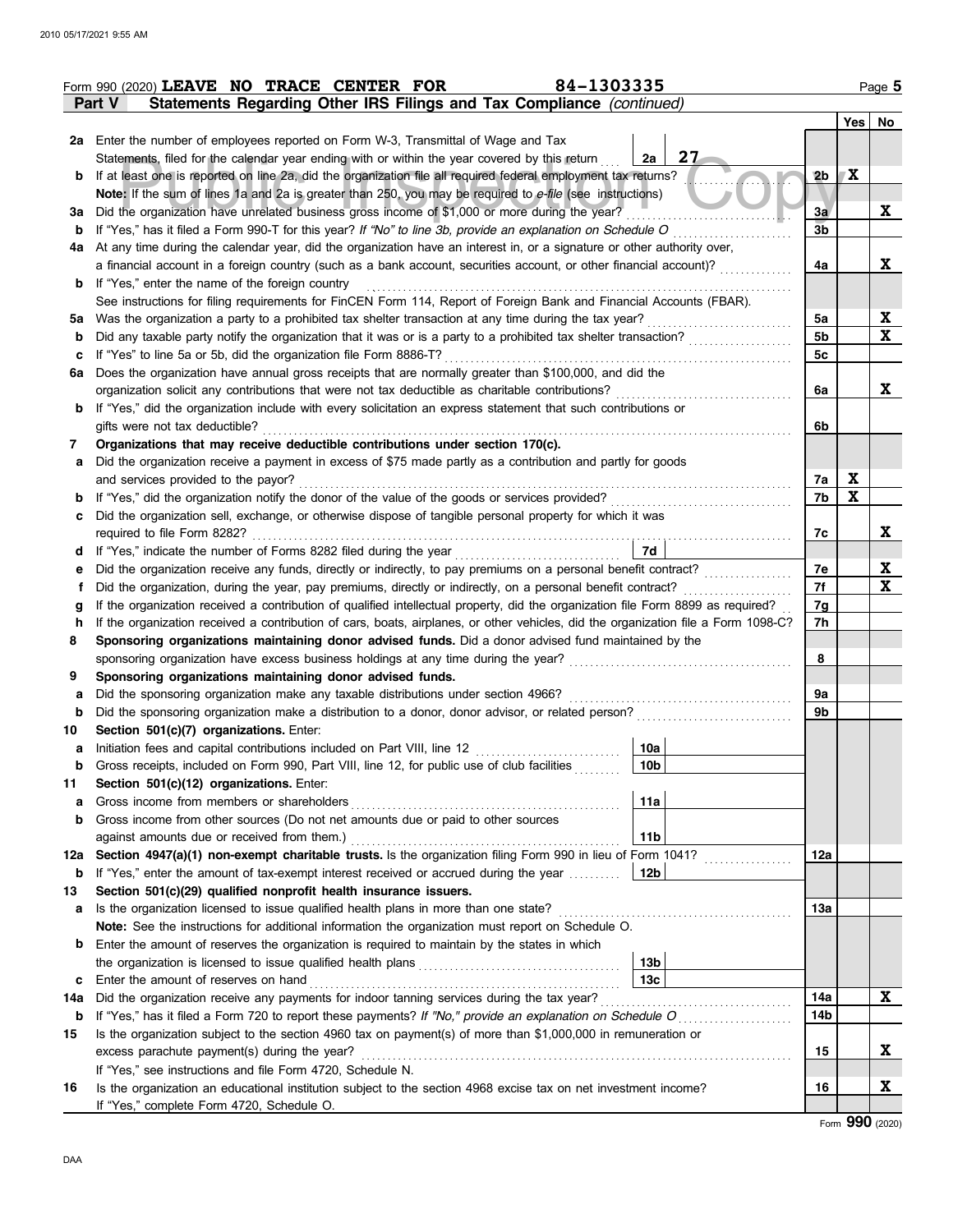Form 990 (2020) **LEAVE NO TRACE CENTER FOR** 84-1303335 Page 5

**Part V Statements Regarding Other IRS Filings and Tax Compliance** *(continued)*

| | | | | Yes | No |
|---|---|---|---|---|---|
| **2a** | Enter the number of employees reported on Form W-3, Transmittal of Wage and Tax Statements, filed for the calendar year ending with or within the year covered by this return | 2a 27 | | | |
| **b** | If at least one is reported on line 2a, did the organization file all required federal employment tax returns? | | 2b | X | |
| | **Note:** If the sum of lines 1a and 2a is greater than 250, you may be required to *e-file* (see instructions) | | | | |
| **3a** | Did the organization have unrelated business gross income of $1,000 or more during the year? | | 3a | | X |
| **b** | If "Yes," has it filed a Form 990-T for this year? *If "No" to line 3b, provide an explanation on Schedule O* | | 3b | | |
| **4a** | At any time during the calendar year, did the organization have an interest in, or a signature or other authority over, a financial account in a foreign country (such as a bank account, securities account, or other financial account)? | | 4a | | X |
| **b** | If "Yes," enter the name of the foreign country | | | | |
| | See instructions for filing requirements for FinCEN Form 114, Report of Foreign Bank and Financial Accounts (FBAR). | | | | |
| **5a** | Was the organization a party to a prohibited tax shelter transaction at any time during the tax year? | | 5a | | X |
| **b** | Did any taxable party notify the organization that it was or is a party to a prohibited tax shelter transaction? | | 5b | | X |
| **c** | If "Yes" to line 5a or 5b, did the organization file Form 8886-T? | | 5c | | |
| **6a** | Does the organization have annual gross receipts that are normally greater than $100,000, and did the organization solicit any contributions that were not tax deductible as charitable contributions? | | 6a | | X |
| **b** | If "Yes," did the organization include with every solicitation an express statement that such contributions or gifts were not tax deductible? | | 6b | | |
| **7** | **Organizations that may receive deductible contributions under section 170(c).** | | | | |
| **a** | Did the organization receive a payment in excess of $75 made partly as a contribution and partly for goods and services provided to the payor? | | 7a | X | |
| **b** | If "Yes," did the organization notify the donor of the value of the goods or services provided? | | 7b | X | |
| **c** | Did the organization sell, exchange, or otherwise dispose of tangible personal property for which it was required to file Form 8282? | | 7c | | X |
| **d** | If "Yes," indicate the number of Forms 8282 filed during the year | 7d | | | |
| **e** | Did the organization receive any funds, directly or indirectly, to pay premiums on a personal benefit contract? | | 7e | | X |
| **f** | Did the organization, during the year, pay premiums, directly or indirectly, on a personal benefit contract? | | 7f | | X |
| **g** | If the organization received a contribution of qualified intellectual property, did the organization file Form 8899 as required? | | 7g | | |
| **h** | If the organization received a contribution of cars, boats, airplanes, or other vehicles, did the organization file a Form 1098-C? | | 7h | | |
| **8** | **Sponsoring organizations maintaining donor advised funds.** Did a donor advised fund maintained by the sponsoring organization have excess business holdings at any time during the year? | | 8 | | |
| **9** | **Sponsoring organizations maintaining donor advised funds.** | | | | |
| **a** | Did the sponsoring organization make any taxable distributions under section 4966? | | 9a | | |
| **b** | Did the sponsoring organization make a distribution to a donor, donor advisor, or related person? | | 9b | | |
| **10** | **Section 501(c)(7) organizations.** Enter: | | | | |
| **a** | Initiation fees and capital contributions included on Part VIII, line 12 | 10a | | | |
| **b** | Gross receipts, included on Form 990, Part VIII, line 12, for public use of club facilities | 10b | | | |
| **11** | **Section 501(c)(12) organizations.** Enter: | | | | |
| **a** | Gross income from members or shareholders | 11a | | | |
| **b** | Gross income from other sources (Do not net amounts due or paid to other sources against amounts due or received from them.) | 11b | | | |
| **12a** | **Section 4947(a)(1) non-exempt charitable trusts.** Is the organization filing Form 990 in lieu of Form 1041? | | 12a | | |
| **b** | If "Yes," enter the amount of tax-exempt interest received or accrued during the year | 12b | | | |
| **13** | **Section 501(c)(29) qualified nonprofit health insurance issuers.** | | | | |
| **a** | Is the organization licensed to issue qualified health plans in more than one state? | | 13a | | |
| | **Note:** See the instructions for additional information the organization must report on Schedule O. | | | | |
| **b** | Enter the amount of reserves the organization is required to maintain by the states in which the organization is licensed to issue qualified health plans | 13b | | | |
| **c** | Enter the amount of reserves on hand | 13c | | | |
| **14a** | Did the organization receive any payments for indoor tanning services during the tax year? | | 14a | | X |
| **b** | If "Yes," has it filed a Form 720 to report these payments? *If "No," provide an explanation on Schedule O* | | 14b | | |
| **15** | Is the organization subject to the section 4960 tax on payment(s) of more than $1,000,000 in remuneration or excess parachute payment(s) during the year? | | 15 | | X |
| | If "Yes," see instructions and file Form 4720, Schedule N. | | | | |
| **16** | Is the organization an educational institution subject to the section 4968 excise tax on net investment income? | | 16 | | X |
| | If "Yes," complete Form 4720, Schedule O. | | | | |

Form **990** (2020)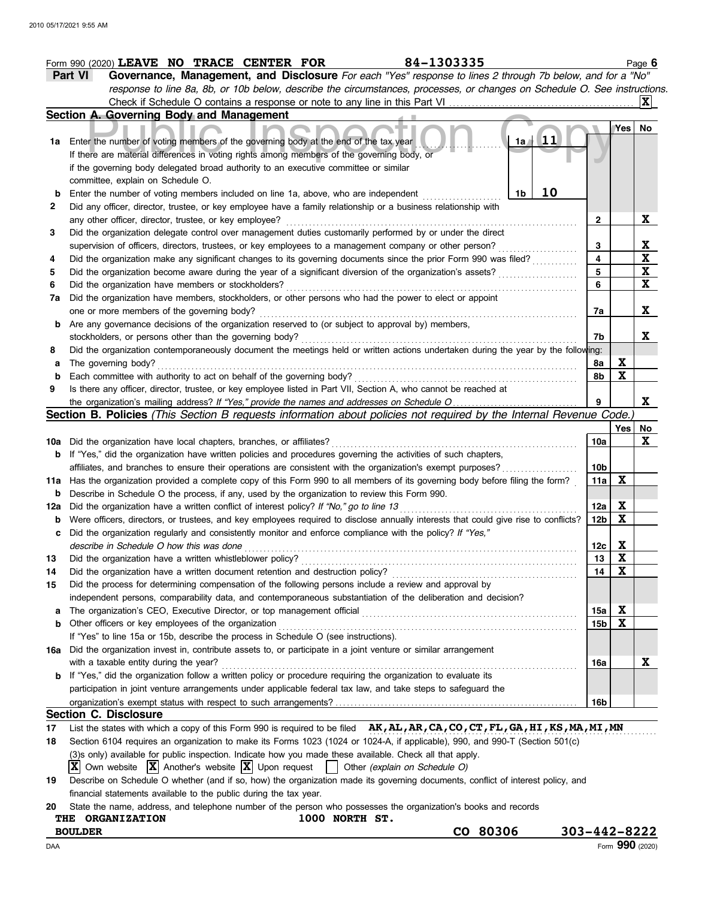Form 990 (2020) **LEAVE NO TRACE CENTER FOR** 84-1303335

## Part VI Governance, Management, and Disclosure

*For each "Yes" response to lines 2 through 7b below, and for a "No" response to line 8a, 8b, or 10b below, describe the circumstances, processes, or changes on Schedule O. See instructions.*

Check if Schedule O contains a response or note to any line in this Part VI ... [X]

### Section A. Governing Body and Management

| | | | Yes | No |
|---|---|---|---|---|
| **1a** | Enter the number of voting members of the governing body at the end of the tax year ... 1a: **11**<br>If there are material differences in voting rights among members of the governing body, or if the governing body delegated broad authority to an executive committee or similar committee, explain on Schedule O. | | | |
| **b** | Enter the number of voting members included on line 1a, above, who are independent ... 1b: **10** | | | |
| **2** | Did any officer, director, trustee, or key employee have a family relationship or a business relationship with any other officer, director, trustee, or key employee? | 2 | | X |
| **3** | Did the organization delegate control over management duties customarily performed by or under the direct supervision of officers, directors, trustees, or key employees to a management company or other person? | 3 | | X |
| **4** | Did the organization make any significant changes to its governing documents since the prior Form 990 was filed? | 4 | | X |
| **5** | Did the organization become aware during the year of a significant diversion of the organization's assets? | 5 | | X |
| **6** | Did the organization have members or stockholders? | 6 | | X |
| **7a** | Did the organization have members, stockholders, or other persons who had the power to elect or appoint one or more members of the governing body? | 7a | | X |
| **b** | Are any governance decisions of the organization reserved to (or subject to approval by) members, stockholders, or persons other than the governing body? | 7b | | X |
| **8** | Did the organization contemporaneously document the meetings held or written actions undertaken during the year by the following: | | | |
| **a** | The governing body? | 8a | X | |
| **b** | Each committee with authority to act on behalf of the governing body? | 8b | X | |
| **9** | Is there any officer, director, trustee, or key employee listed in Part VII, Section A, who cannot be reached at the organization's mailing address? *If "Yes," provide the names and addresses on Schedule O* | 9 | | X |

### Section B. Policies *(This Section B requests information about policies not required by the Internal Revenue Code.)*

| | | | Yes | No |
|---|---|---|---|---|
| **10a** | Did the organization have local chapters, branches, or affiliates? | 10a | | X |
| **b** | If "Yes," did the organization have written policies and procedures governing the activities of such chapters, affiliates, and branches to ensure their operations are consistent with the organization's exempt purposes? | 10b | | |
| **11a** | Has the organization provided a complete copy of this Form 990 to all members of its governing body before filing the form? | 11a | X | |
| **b** | Describe in Schedule O the process, if any, used by the organization to review this Form 990. | | | |
| **12a** | Did the organization have a written conflict of interest policy? *If "No," go to line 13* | 12a | X | |
| **b** | Were officers, directors, or trustees, and key employees required to disclose annually interests that could give rise to conflicts? | 12b | X | |
| **c** | Did the organization regularly and consistently monitor and enforce compliance with the policy? *If "Yes," describe in Schedule O how this was done* | 12c | X | |
| **13** | Did the organization have a written whistleblower policy? | 13 | X | |
| **14** | Did the organization have a written document retention and destruction policy? | 14 | X | |
| **15** | Did the process for determining compensation of the following persons include a review and approval by independent persons, comparability data, and contemporaneous substantiation of the deliberation and decision? | | | |
| **a** | The organization's CEO, Executive Director, or top management official | 15a | X | |
| **b** | Other officers or key employees of the organization<br>If "Yes" to line 15a or 15b, describe the process in Schedule O (see instructions). | 15b | X | |
| **16a** | Did the organization invest in, contribute assets to, or participate in a joint venture or similar arrangement with a taxable entity during the year? | 16a | | X |
| **b** | If "Yes," did the organization follow a written policy or procedure requiring the organization to evaluate its participation in joint venture arrangements under applicable federal tax law, and take steps to safeguard the organization's exempt status with respect to such arrangements? | 16b | | |

### Section C. Disclosure

**17** List the states with which a copy of this Form 990 is required to be filed **AK,AL,AR,CA,CO,CT,FL,GA,HI,KS,MA,MI,MN**

**18** Section 6104 requires an organization to make its Forms 1023 (1024 or 1024-A, if applicable), 990, and 990-T (Section 501(c)(3)s only) available for public inspection. Indicate how you made these available. Check all that apply.

[X] Own website [X] Another's website [X] Upon request [ ] Other *(explain on Schedule O)*

**19** Describe on Schedule O whether (and if so, how) the organization made its governing documents, conflict of interest policy, and financial statements available to the public during the tax year.

**20** State the name, address, and telephone number of the person who possesses the organization's books and records

**THE ORGANIZATION** **1000 NORTH ST.**
**BOULDER** **CO 80306** **303-442-8222**

DAA Form **990** (2020)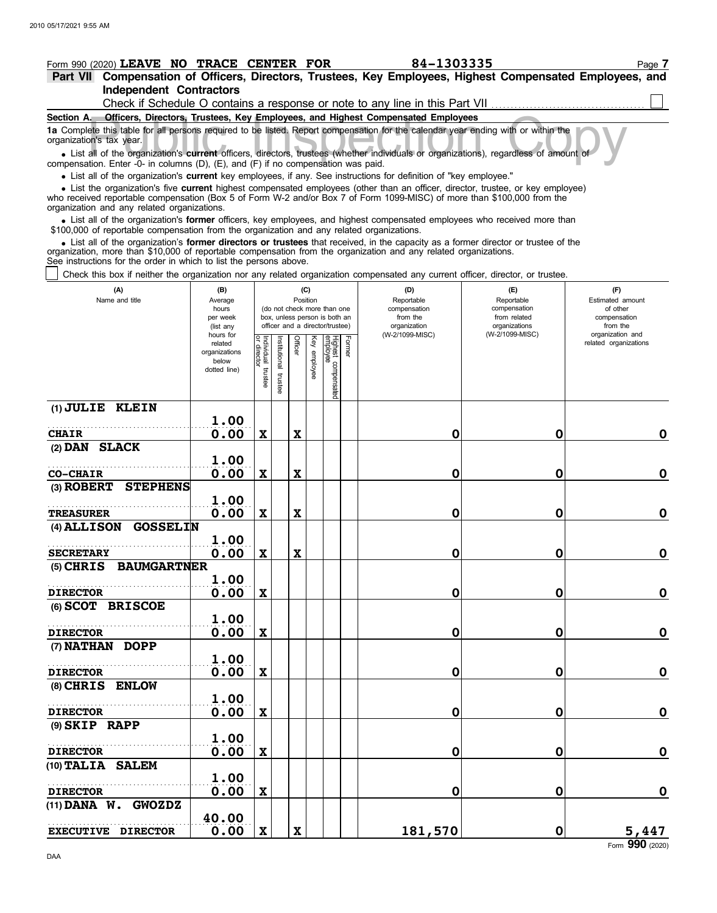Form 990 (2020) **LEAVE NO TRACE CENTER FOR** 84-1303335

## Part VII Compensation of Officers, Directors, Trustees, Key Employees, Highest Compensated Employees, and Independent Contractors

Check if Schedule O contains a response or note to any line in this Part VII ☐

### Section A. Officers, Directors, Trustees, Key Employees, and Highest Compensated Employees

**1a** Complete this table for all persons required to be listed. Report compensation for the calendar year ending with or within the organization's tax year.

- List all of the organization's **current** officers, directors, trustees (whether individuals or organizations), regardless of amount of compensation. Enter -0- in columns (D), (E), and (F) if no compensation was paid.
- List all of the organization's **current** key employees, if any. See instructions for definition of "key employee."
- List the organization's five **current** highest compensated employees (other than an officer, director, trustee, or key employee) who received reportable compensation (Box 5 of Form W-2 and/or Box 7 of Form 1099-MISC) of more than $100,000 from the organization and any related organizations.
- List all of the organization's **former** officers, key employees, and highest compensated employees who received more than $100,000 of reportable compensation from the organization and any related organizations.
- List all of the organization's **former directors or trustees** that received, in the capacity as a former director or trustee of the organization, more than $10,000 of reportable compensation from the organization and any related organizations.

See instructions for the order in which to list the persons above.

☐ Check this box if neither the organization nor any related organization compensated any current officer, director, or trustee.

| (A) Name and title | (B) Average hours per week (list any hours for related organizations below dotted line) | (C) Position: Individual trustee or director | Institutional trustee | Officer | Key employee | Highest compensated employee | Former | (D) Reportable compensation from the organization (W-2/1099-MISC) | (E) Reportable compensation from related organizations (W-2/1099-MISC) | (F) Estimated amount of other compensation from the organization and related organizations |
|---|---|---|---|---|---|---|---|---|---|---|
| (1) JULIE KLEIN<br>CHAIR | 1.00<br>0.00 | X | | X | | | | 0 | 0 | 0 |
| (2) DAN SLACK<br>CO-CHAIR | 1.00<br>0.00 | X | | X | | | | 0 | 0 | 0 |
| (3) ROBERT STEPHENS<br>TREASURER | 1.00<br>0.00 | X | | X | | | | 0 | 0 | 0 |
| (4) ALLISON GOSSELIN<br>SECRETARY | 1.00<br>0.00 | X | | X | | | | 0 | 0 | 0 |
| (5) CHRIS BAUMGARTNER<br>DIRECTOR | 1.00<br>0.00 | X | | | | | | 0 | 0 | 0 |
| (6) SCOT BRISCOE<br>DIRECTOR | 1.00<br>0.00 | X | | | | | | 0 | 0 | 0 |
| (7) NATHAN DOPP<br>DIRECTOR | 1.00<br>0.00 | X | | | | | | 0 | 0 | 0 |
| (8) CHRIS ENLOW<br>DIRECTOR | 1.00<br>0.00 | X | | | | | | 0 | 0 | 0 |
| (9) SKIP RAPP<br>DIRECTOR | 1.00<br>0.00 | X | | | | | | 0 | 0 | 0 |
| (10) TALIA SALEM<br>DIRECTOR | 1.00<br>0.00 | X | | | | | | 0 | 0 | 0 |
| (11) DANA W. GWOZDZ<br>EXECUTIVE DIRECTOR | 40.00<br>0.00 | X | | X | | | | 181,570 | 0 | 5,447 |

Form **990** (2020)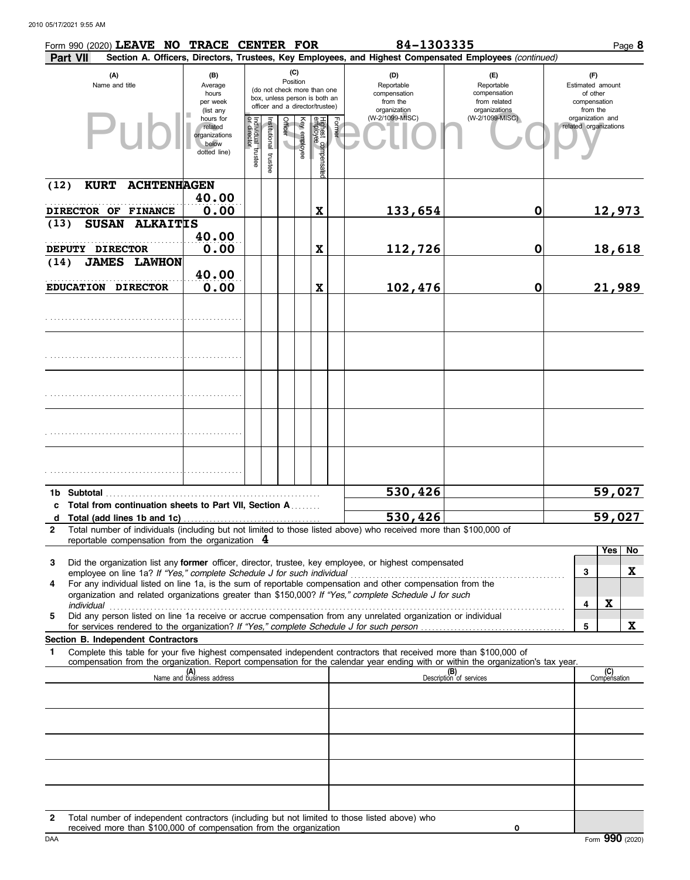Form 990 (2020) **LEAVE NO TRACE CENTER FOR** 84-1303335 Page **8**

**Part VII** **Section A. Officers, Directors, Trustees, Key Employees, and Highest Compensated Employees** *(continued)*

| (A) Name and title | (B) Average hours per week (list any hours for related organizations below dotted line) | (C) Position: Individual trustee or director | Institutional trustee | Officer | Key employee | Highest compensated employee | Former | (D) Reportable compensation from the organization (W-2/1099-MISC) | (E) Reportable compensation from related organizations (W-2/1099-MISC) | (F) Estimated amount of other compensation from the organization and related organizations |
|---|---|---|---|---|---|---|---|---|---|---|
| (12) KURT ACHTENHAGEN<br>DIRECTOR OF FINANCE | 40.00<br>0.00 | | | | | X | | 133,654 | 0 | 12,973 |
| (13) SUSAN ALKAITIS<br>DEPUTY DIRECTOR | 40.00<br>0.00 | | | | | X | | 112,726 | 0 | 18,618 |
| (14) JAMES LAWHON<br>EDUCATION DIRECTOR | 40.00<br>0.00 | | | | | X | | 102,476 | 0 | 21,989 |
| | | | | | | | | | | |
| | | | | | | | | | | |
| | | | | | | | | | | |
| | | | | | | | | | | |
| | | | | | | | | | | |
| **1b Subtotal** | | | | | | | | 530,426 | | 59,027 |
| **c Total from continuation sheets to Part VII, Section A** | | | | | | | | | | |
| **d Total (add lines 1b and 1c)** | | | | | | | | 530,426 | | 59,027 |

**2** Total number of individuals (including but not limited to those listed above) who received more than $100,000 of reportable compensation from the organization **4**

| | | Yes | No |
|---|---|---|---|
| **3** Did the organization list any **former** officer, director, trustee, key employee, or highest compensated employee on line 1a? *If "Yes," complete Schedule J for such individual* | 3 | | X |
| **4** For any individual listed on line 1a, is the sum of reportable compensation and other compensation from the organization and related organizations greater than $150,000? *If "Yes," complete Schedule J for such individual* | 4 | X | |
| **5** Did any person listed on line 1a receive or accrue compensation from any unrelated organization or individual for services rendered to the organization? *If "Yes," complete Schedule J for such person* | 5 | | X |

**Section B. Independent Contractors**

**1** Complete this table for your five highest compensated independent contractors that received more than $100,000 of compensation from the organization. Report compensation for the calendar year ending with or within the organization's tax year.

| (A) Name and business address | (B) Description of services | (C) Compensation |
|---|---|---|
| | | |
| | | |
| | | |
| | | |
| | | |

**2** Total number of independent contractors (including but not limited to those listed above) who received more than $100,000 of compensation from the organization **0**

Form **990** (2020)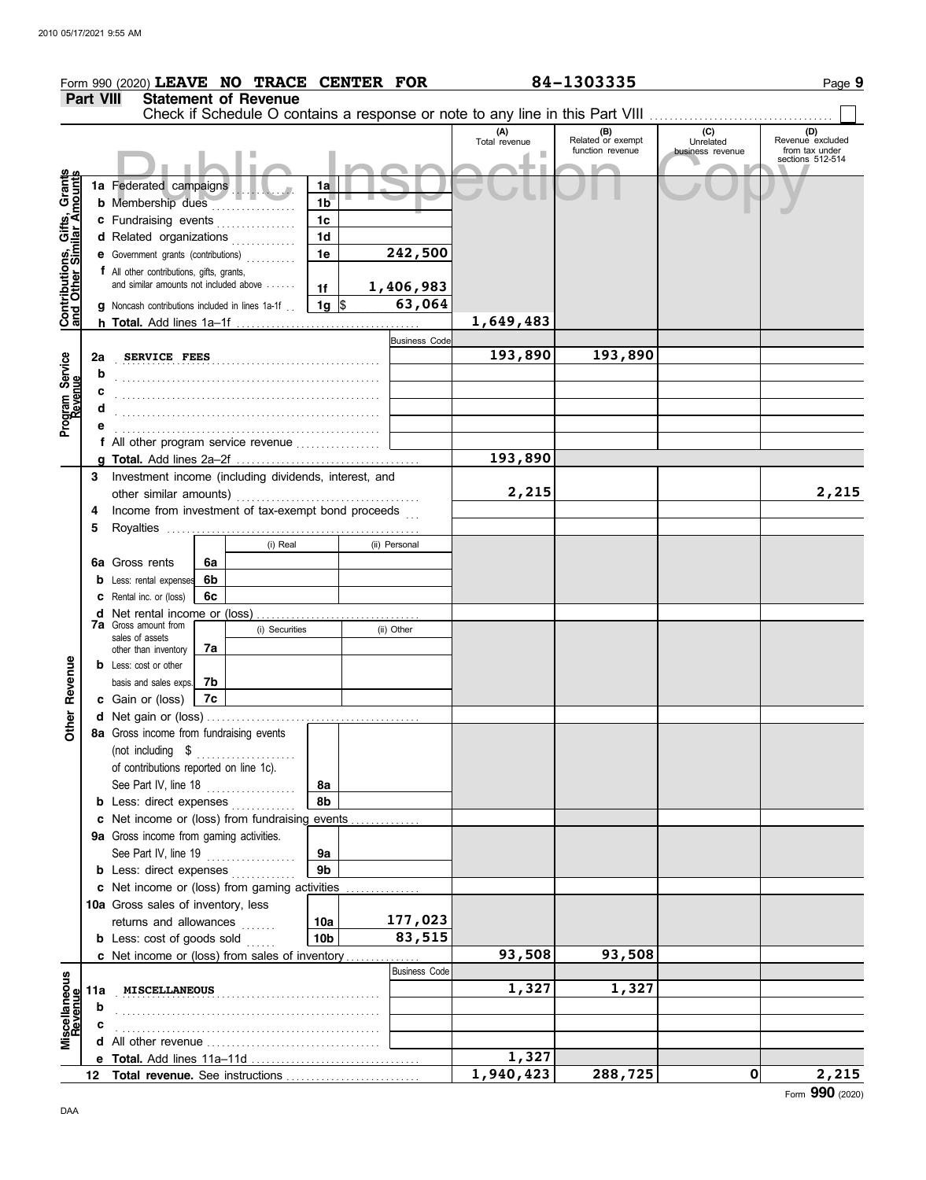2010 05/17/2021 9:55 AM

Form 990 (2020) **LEAVE NO TRACE CENTER FOR** **84-1303335**

## Part VIII Statement of Revenue

Check if Schedule O contains a response or note to any line in this Part VIII ☐

| | | | | (A) Total revenue | (B) Related or exempt function revenue | (C) Unrelated business revenue | (D) Revenue excluded from tax under sections 512-514 |
|---|---|---|---|---|---|---|---|
| **Contributions, Gifts, Grants and Other Similar Amounts** | 1a Federated campaigns | 1a | | | | | |
| | b Membership dues | 1b | | | | | |
| | c Fundraising events | 1c | | | | | |
| | d Related organizations | 1d | | | | | |
| | e Government grants (contributions) | 1e | 242,500 | | | | |
| | f All other contributions, gifts, grants, and similar amounts not included above | 1f | 1,406,983 | | | | |
| | g Noncash contributions included in lines 1a-1f | 1g | $ 63,064 | | | | |
| | h **Total.** Add lines 1a–1f | | | 1,649,483 | | | |
| **Program Service Revenue** | | | Business Code | | | | |
| | 2a SERVICE FEES | | | 193,890 | 193,890 | | |
| | b | | | | | | |
| | c | | | | | | |
| | d | | | | | | |
| | e | | | | | | |
| | f All other program service revenue | | | | | | |
| | g **Total.** Add lines 2a–2f | | | 193,890 | | | |
| **Other Revenue** | 3 Investment income (including dividends, interest, and other similar amounts) | | | 2,215 | | | 2,215 |
| | 4 Income from investment of tax-exempt bond proceeds | | | | | | |
| | 5 Royalties | | | | | | |
| | | | (i) Real / (ii) Personal | | | | |
| | 6a Gross rents | 6a | | | | | |
| | b Less: rental expenses | 6b | | | | | |
| | c Rental inc. or (loss) | 6c | | | | | |
| | d Net rental income or (loss) | | | | | | |
| | | | (i) Securities / (ii) Other | | | | |
| | 7a Gross amount from sales of assets other than inventory | 7a | | | | | |
| | b Less: cost or other basis and sales exps. | 7b | | | | | |
| | c Gain or (loss) | 7c | | | | | |
| | d Net gain or (loss) | | | | | | |
| | 8a Gross income from fundraising events (not including $ ........ of contributions reported on line 1c). See Part IV, line 18 | 8a | | | | | |
| | b Less: direct expenses | 8b | | | | | |
| | c Net income or (loss) from fundraising events | | | | | | |
| | 9a Gross income from gaming activities. See Part IV, line 19 | 9a | | | | | |
| | b Less: direct expenses | 9b | | | | | |
| | c Net income or (loss) from gaming activities | | | | | | |
| | 10a Gross sales of inventory, less returns and allowances | 10a | 177,023 | | | | |
| | b Less: cost of goods sold | 10b | 83,515 | | | | |
| | c Net income or (loss) from sales of inventory | | | 93,508 | 93,508 | | |
| **Miscellaneous Revenue** | | | Business Code | | | | |
| | 11a MISCELLANEOUS | | | 1,327 | 1,327 | | |
| | b | | | | | | |
| | c | | | | | | |
| | d All other revenue | | | | | | |
| | e **Total.** Add lines 11a–11d | | | 1,327 | | | |
| | 12 **Total revenue.** See instructions | | | 1,940,423 | 288,725 | 0 | 2,215 |

DAA

Form **990** (2020)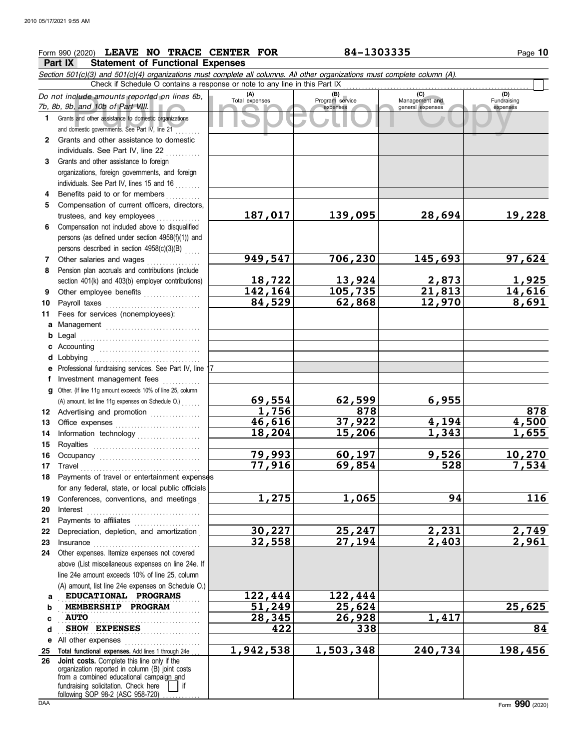Form 990 (2020) **LEAVE NO TRACE CENTER FOR** **84-1303335**

## Part IX Statement of Functional Expenses

*Section 501(c)(3) and 501(c)(4) organizations must complete all columns. All other organizations must complete column (A).*

Check if Schedule O contains a response or note to any line in this Part IX

| *Do not include amounts reported on lines 6b, 7b, 8b, 9b, and 10b of Part VIII.* | (A) Total expenses | (B) Program service expenses | (C) Management and general expenses | (D) Fundraising expenses |
|---|---|---|---|---|
| **1** Grants and other assistance to domestic organizations and domestic governments. See Part IV, line 21 | | | | |
| **2** Grants and other assistance to domestic individuals. See Part IV, line 22 | | | | |
| **3** Grants and other assistance to foreign organizations, foreign governments, and foreign individuals. See Part IV, lines 15 and 16 | | | | |
| **4** Benefits paid to or for members | | | | |
| **5** Compensation of current officers, directors, trustees, and key employees | 187,017 | 139,095 | 28,694 | 19,228 |
| **6** Compensation not included above to disqualified persons (as defined under section 4958(f)(1)) and persons described in section 4958(c)(3)(B) | | | | |
| **7** Other salaries and wages | 949,547 | 706,230 | 145,693 | 97,624 |
| **8** Pension plan accruals and contributions (include section 401(k) and 403(b) employer contributions) | 18,722 | 13,924 | 2,873 | 1,925 |
| **9** Other employee benefits | 142,164 | 105,735 | 21,813 | 14,616 |
| **10** Payroll taxes | 84,529 | 62,868 | 12,970 | 8,691 |
| **11** Fees for services (nonemployees): | | | | |
| **a** Management | | | | |
| **b** Legal | | | | |
| **c** Accounting | | | | |
| **d** Lobbying | | | | |
| **e** Professional fundraising services. See Part IV, line 17 | | | | |
| **f** Investment management fees | | | | |
| **g** Other. (If line 11g amount exceeds 10% of line 25, column (A) amount, list line 11g expenses on Schedule O.) | 69,554 | 62,599 | 6,955 | |
| **12** Advertising and promotion | 1,756 | 878 | | 878 |
| **13** Office expenses | 46,616 | 37,922 | 4,194 | 4,500 |
| **14** Information technology | 18,204 | 15,206 | 1,343 | 1,655 |
| **15** Royalties | | | | |
| **16** Occupancy | 79,993 | 60,197 | 9,526 | 10,270 |
| **17** Travel | 77,916 | 69,854 | 528 | 7,534 |
| **18** Payments of travel or entertainment expenses for any federal, state, or local public officials | | | | |
| **19** Conferences, conventions, and meetings | 1,275 | 1,065 | 94 | 116 |
| **20** Interest | | | | |
| **21** Payments to affiliates | | | | |
| **22** Depreciation, depletion, and amortization | 30,227 | 25,247 | 2,231 | 2,749 |
| **23** Insurance | 32,558 | 27,194 | 2,403 | 2,961 |
| **24** Other expenses. Itemize expenses not covered above (List miscellaneous expenses on line 24e. If line 24e amount exceeds 10% of line 25, column (A) amount, list line 24e expenses on Schedule O.) | | | | |
| **a** EDUCATIONAL PROGRAMS | 122,444 | 122,444 | | |
| **b** MEMBERSHIP PROGRAM | 51,249 | 25,624 | | 25,625 |
| **c** AUTO | 28,345 | 26,928 | 1,417 | |
| **d** SHOW EXPENSES | 422 | 338 | | 84 |
| **e** All other expenses | | | | |
| **25 Total functional expenses.** Add lines 1 through 24e | 1,942,538 | 1,503,348 | 240,734 | 198,456 |
| **26 Joint costs.** Complete this line only if the organization reported in column (B) joint costs from a combined educational campaign and fundraising solicitation. Check here ☐ if following SOP 98-2 (ASC 958-720) | | | | |

Form **990** (2020)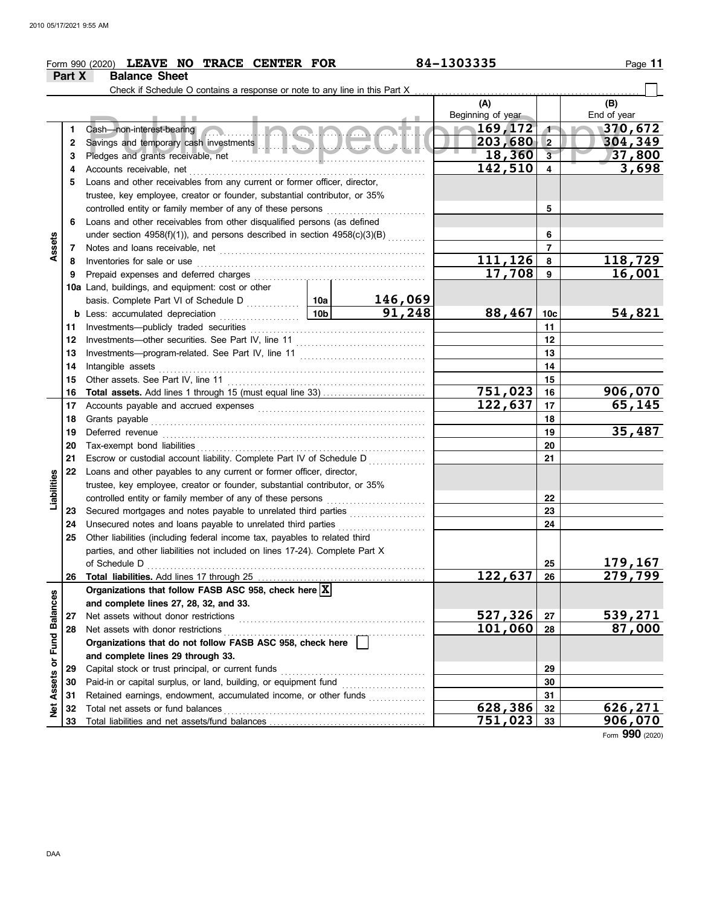Form 990 (2020) **LEAVE NO TRACE CENTER FOR** 84-1303335

## Part X Balance Sheet

Check if Schedule O contains a response or note to any line in this Part X

| | | Description | | | (A) Beginning of year | | (B) End of year |
|---|---|---|---|---|---|---|---|
| **Assets** | 1 | Cash—non-interest-bearing | | | 169,172 | 1 | 370,672 |
| | 2 | Savings and temporary cash investments | | | 203,680 | 2 | 304,349 |
| | 3 | Pledges and grants receivable, net | | | 18,360 | 3 | 37,800 |
| | 4 | Accounts receivable, net | | | 142,510 | 4 | 3,698 |
| | 5 | Loans and other receivables from any current or former officer, director, trustee, key employee, creator or founder, substantial contributor, or 35% controlled entity or family member of any of these persons | | | | 5 | |
| | 6 | Loans and other receivables from other disqualified persons (as defined under section 4958(f)(1)), and persons described in section 4958(c)(3)(B) | | | | 6 | |
| | 7 | Notes and loans receivable, net | | | | 7 | |
| | 8 | Inventories for sale or use | | | 111,126 | 8 | 118,729 |
| | 9 | Prepaid expenses and deferred charges | | | 17,708 | 9 | 16,001 |
| | 10a | Land, buildings, and equipment: cost or other basis. Complete Part VI of Schedule D | 10a | 146,069 | | | |
| | b | Less: accumulated depreciation | 10b | 91,248 | 88,467 | 10c | 54,821 |
| | 11 | Investments—publicly traded securities | | | | 11 | |
| | 12 | Investments—other securities. See Part IV, line 11 | | | | 12 | |
| | 13 | Investments—program-related. See Part IV, line 11 | | | | 13 | |
| | 14 | Intangible assets | | | | 14 | |
| | 15 | Other assets. See Part IV, line 11 | | | | 15 | |
| | 16 | **Total assets.** Add lines 1 through 15 (must equal line 33) | | | 751,023 | 16 | 906,070 |
| **Liabilities** | 17 | Accounts payable and accrued expenses | | | 122,637 | 17 | 65,145 |
| | 18 | Grants payable | | | | 18 | |
| | 19 | Deferred revenue | | | | 19 | 35,487 |
| | 20 | Tax-exempt bond liabilities | | | | 20 | |
| | 21 | Escrow or custodial account liability. Complete Part IV of Schedule D | | | | 21 | |
| | 22 | Loans and other payables to any current or former officer, director, trustee, key employee, creator or founder, substantial contributor, or 35% controlled entity or family member of any of these persons | | | | 22 | |
| | 23 | Secured mortgages and notes payable to unrelated third parties | | | | 23 | |
| | 24 | Unsecured notes and loans payable to unrelated third parties | | | | 24 | |
| | 25 | Other liabilities (including federal income tax, payables to related third parties, and other liabilities not included on lines 17-24). Complete Part X of Schedule D | | | | 25 | 179,167 |
| | 26 | **Total liabilities.** Add lines 17 through 25 | | | 122,637 | 26 | 279,799 |
| **Net Assets or Fund Balances** | | **Organizations that follow FASB ASC 958, check here** [X] **and complete lines 27, 28, 32, and 33.** | | | | | |
| | 27 | Net assets without donor restrictions | | | 527,326 | 27 | 539,271 |
| | 28 | Net assets with donor restrictions | | | 101,060 | 28 | 87,000 |
| | | **Organizations that do not follow FASB ASC 958, check here** [ ] **and complete lines 29 through 33.** | | | | | |
| | 29 | Capital stock or trust principal, or current funds | | | | 29 | |
| | 30 | Paid-in or capital surplus, or land, building, or equipment fund | | | | 30 | |
| | 31 | Retained earnings, endowment, accumulated income, or other funds | | | | 31 | |
| | 32 | Total net assets or fund balances | | | 628,386 | 32 | 626,271 |
| | 33 | Total liabilities and net assets/fund balances | | | 751,023 | 33 | 906,070 |

Form **990** (2020)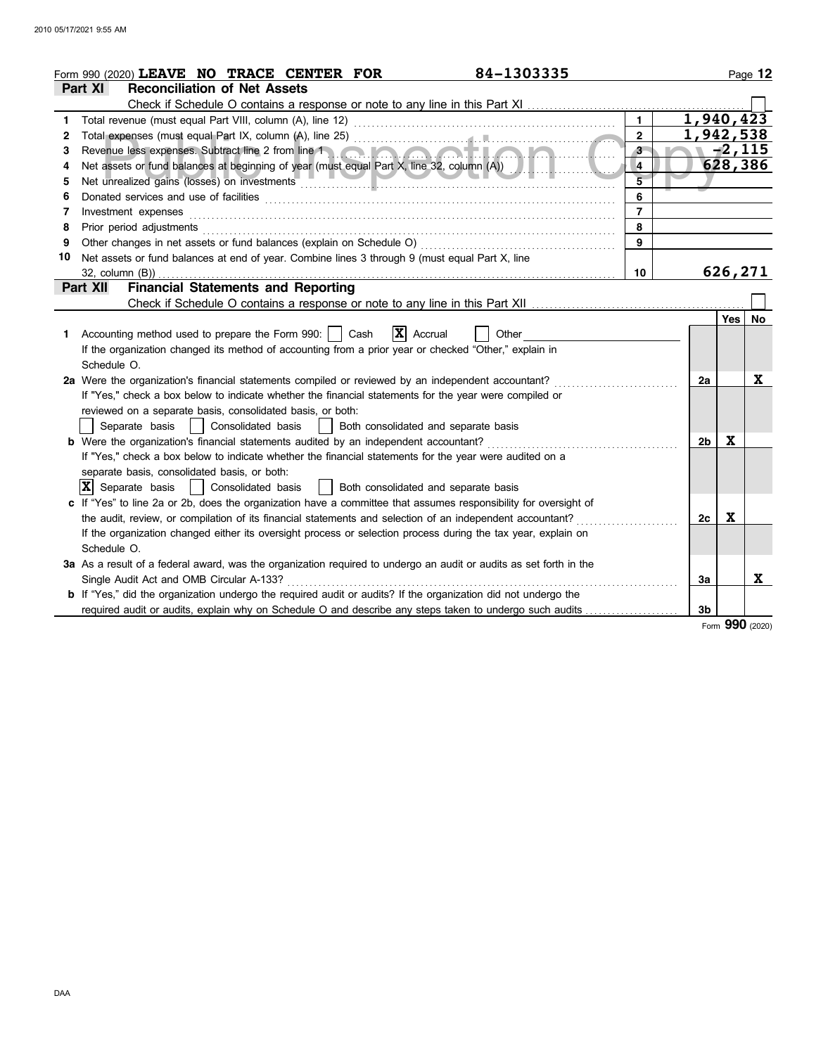Form 990 (2020) **LEAVE NO TRACE CENTER FOR** 84-1303335

## Part XI Reconciliation of Net Assets

Check if Schedule O contains a response or note to any line in this Part XI ☐

| | | | |
|---|---|---|---|
| 1 | Total revenue (must equal Part VIII, column (A), line 12) | 1 | 1,940,423 |
| 2 | Total expenses (must equal Part IX, column (A), line 25) | 2 | 1,942,538 |
| 3 | Revenue less expenses. Subtract line 2 from line 1 | 3 | -2,115 |
| 4 | Net assets or fund balances at beginning of year (must equal Part X, line 32, column (A)) | 4 | 628,386 |
| 5 | Net unrealized gains (losses) on investments | 5 | |
| 6 | Donated services and use of facilities | 6 | |
| 7 | Investment expenses | 7 | |
| 8 | Prior period adjustments | 8 | |
| 9 | Other changes in net assets or fund balances (explain on Schedule O) | 9 | |
| 10 | Net assets or fund balances at end of year. Combine lines 3 through 9 (must equal Part X, line 32, column (B)) | 10 | 626,271 |

## Part XII Financial Statements and Reporting

Check if Schedule O contains a response or note to any line in this Part XII ☐

| | | | Yes | No |
|---|---|---|---|---|
| 1 | Accounting method used to prepare the Form 990: ☐ Cash ☒ Accrual ☐ Other<br>If the organization changed its method of accounting from a prior year or checked "Other," explain in Schedule O. | | | |
| 2a | Were the organization's financial statements compiled or reviewed by an independent accountant?<br>If "Yes," check a box below to indicate whether the financial statements for the year were compiled or reviewed on a separate basis, consolidated basis, or both:<br>☐ Separate basis ☐ Consolidated basis ☐ Both consolidated and separate basis | 2a | | X |
| b | Were the organization's financial statements audited by an independent accountant?<br>If "Yes," check a box below to indicate whether the financial statements for the year were audited on a separate basis, consolidated basis, or both:<br>☒ Separate basis ☐ Consolidated basis ☐ Both consolidated and separate basis | 2b | X | |
| c | If "Yes" to line 2a or 2b, does the organization have a committee that assumes responsibility for oversight of the audit, review, or compilation of its financial statements and selection of an independent accountant?<br>If the organization changed either its oversight process or selection process during the tax year, explain on Schedule O. | 2c | X | |
| 3a | As a result of a federal award, was the organization required to undergo an audit or audits as set forth in the Single Audit Act and OMB Circular A-133? | 3a | | X |
| b | If "Yes," did the organization undergo the required audit or audits? If the organization did not undergo the required audit or audits, explain why on Schedule O and describe any steps taken to undergo such audits | 3b | | |

Form **990** (2020)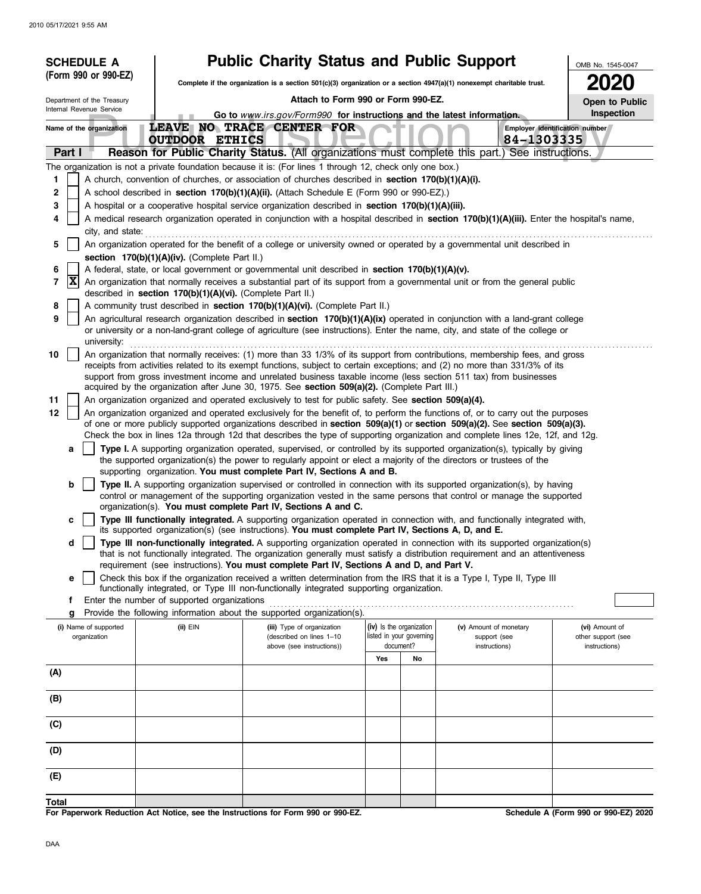**SCHEDULE A (Form 990 or 990-EZ)**

Department of the Treasury
Internal Revenue Service

# Public Charity Status and Public Support

**Complete if the organization is a section 501(c)(3) organization or a section 4947(a)(1) nonexempt charitable trust.**

**Attach to Form 990 or Form 990-EZ.**

**Go to** *www.irs.gov/Form990* **for instructions and the latest information.**

OMB No. 1545-0047

**2020**

**Open to Public Inspection**

Name of the organization: **LEAVE NO TRACE CENTER FOR OUTDOOR ETHICS**

Employer identification number: **84-1303335**

## Part I — Reason for Public Charity Status. (All organizations must complete this part.) See instructions.

The organization is not a private foundation because it is: (For lines 1 through 12, check only one box.)

1. [ ] A church, convention of churches, or association of churches described in **section 170(b)(1)(A)(i).**
2. [ ] A school described in **section 170(b)(1)(A)(ii).** (Attach Schedule E (Form 990 or 990-EZ).)
3. [ ] A hospital or a cooperative hospital service organization described in **section 170(b)(1)(A)(iii).**
4. [ ] A medical research organization operated in conjunction with a hospital described in **section 170(b)(1)(A)(iii).** Enter the hospital's name, city, and state:
5. [ ] An organization operated for the benefit of a college or university owned or operated by a governmental unit described in **section 170(b)(1)(A)(iv).** (Complete Part II.)
6. [ ] A federal, state, or local government or governmental unit described in **section 170(b)(1)(A)(v).**
7. [X] An organization that normally receives a substantial part of its support from a governmental unit or from the general public described in **section 170(b)(1)(A)(vi).** (Complete Part II.)
8. [ ] A community trust described in **section 170(b)(1)(A)(vi).** (Complete Part II.)
9. [ ] An agricultural research organization described in **section 170(b)(1)(A)(ix)** operated in conjunction with a land-grant college or university or a non-land-grant college of agriculture (see instructions). Enter the name, city, and state of the college or university:
10. [ ] An organization that normally receives: (1) more than 33 1/3% of its support from contributions, membership fees, and gross receipts from activities related to its exempt functions, subject to certain exceptions; and (2) no more than 331/3% of its support from gross investment income and unrelated business taxable income (less section 511 tax) from businesses acquired by the organization after June 30, 1975. See **section 509(a)(2).** (Complete Part III.)
11. [ ] An organization organized and operated exclusively to test for public safety. See **section 509(a)(4).**
12. [ ] An organization organized and operated exclusively for the benefit of, to perform the functions of, or to carry out the purposes of one or more publicly supported organizations described in **section 509(a)(1)** or **section 509(a)(2).** See **section 509(a)(3).** Check the box in lines 12a through 12d that describes the type of supporting organization and complete lines 12e, 12f, and 12g.
   - **a** [ ] **Type I.** A supporting organization operated, supervised, or controlled by its supported organization(s), typically by giving the supported organization(s) the power to regularly appoint or elect a majority of the directors or trustees of the supporting organization. **You must complete Part IV, Sections A and B.**
   - **b** [ ] **Type II.** A supporting organization supervised or controlled in connection with its supported organization(s), by having control or management of the supporting organization vested in the same persons that control or manage the supported organization(s). **You must complete Part IV, Sections A and C.**
   - **c** [ ] **Type III functionally integrated.** A supporting organization operated in connection with, and functionally integrated with, its supported organization(s) (see instructions). **You must complete Part IV, Sections A, D, and E.**
   - **d** [ ] **Type III non-functionally integrated.** A supporting organization operated in connection with its supported organization(s) that is not functionally integrated. The organization generally must satisfy a distribution requirement and an attentiveness requirement (see instructions). **You must complete Part IV, Sections A and D, and Part V.**
   - **e** [ ] Check this box if the organization received a written determination from the IRS that it is a Type I, Type II, Type III functionally integrated, or Type III non-functionally integrated supporting organization.
   - **f** Enter the number of supported organizations
   - **g** Provide the following information about the supported organization(s).

| | (i) Name of supported organization | (ii) EIN | (iii) Type of organization (described on lines 1–10 above (see instructions)) | (iv) Is the organization listed in your governing document? Yes | No | (v) Amount of monetary support (see instructions) | (vi) Amount of other support (see instructions) |
|---|---|---|---|---|---|---|---|
| (A) | | | | | | | |
| (B) | | | | | | | |
| (C) | | | | | | | |
| (D) | | | | | | | |
| (E) | | | | | | | |
| Total | | | | | | | |

**For Paperwork Reduction Act Notice, see the Instructions for Form 990 or 990-EZ.** **Schedule A (Form 990 or 990-EZ) 2020**

DAA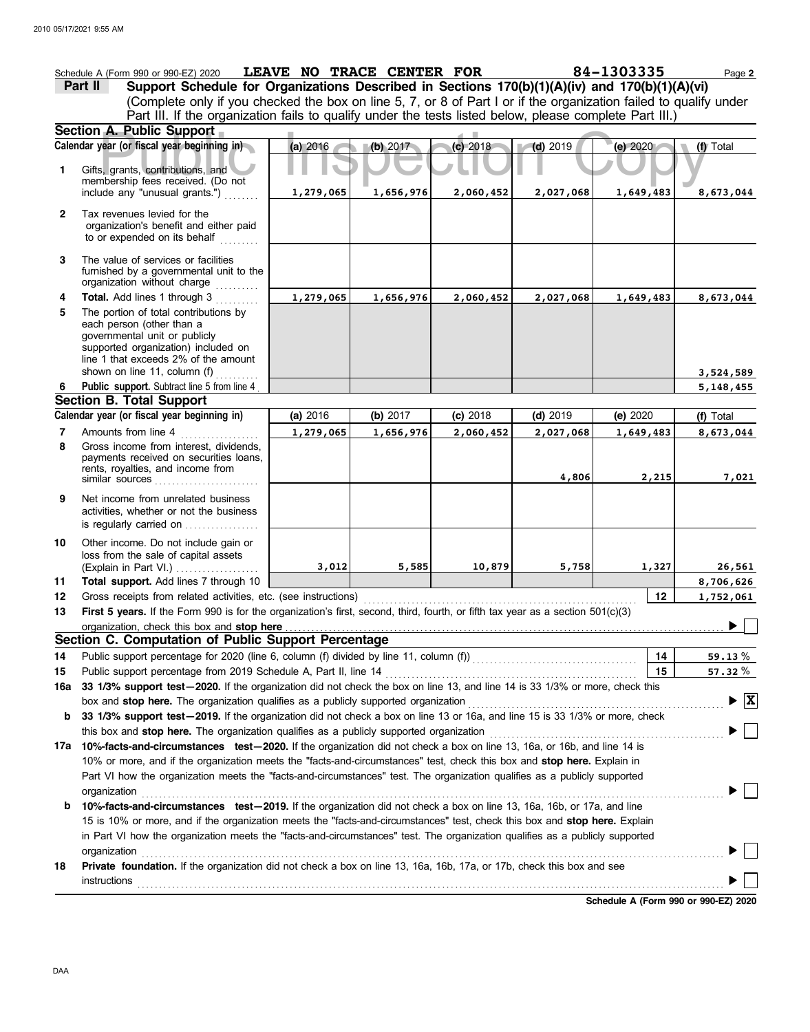Schedule A (Form 990 or 990-EZ) 2020 **LEAVE NO TRACE CENTER FOR** **84-1303335** Page **2**

**Part II** **Support Schedule for Organizations Described in Sections 170(b)(1)(A)(iv) and 170(b)(1)(A)(vi)**
(Complete only if you checked the box on line 5, 7, or 8 of Part I or if the organization failed to qualify under Part III. If the organization fails to qualify under the tests listed below, please complete Part III.)

**Section A. Public Support**

| | Calendar year (or fiscal year beginning in) | (a) 2016 | (b) 2017 | (c) 2018 | (d) 2019 | (e) 2020 | (f) Total |
|---|---|---|---|---|---|---|---|
| 1 | Gifts, grants, contributions, and membership fees received. (Do not include any "unusual grants.") | 1,279,065 | 1,656,976 | 2,060,452 | 2,027,068 | 1,649,483 | 8,673,044 |
| 2 | Tax revenues levied for the organization's benefit and either paid to or expended on its behalf | | | | | | |
| 3 | The value of services or facilities furnished by a governmental unit to the organization without charge | | | | | | |
| 4 | **Total.** Add lines 1 through 3 | 1,279,065 | 1,656,976 | 2,060,452 | 2,027,068 | 1,649,483 | 8,673,044 |
| 5 | The portion of total contributions by each person (other than a governmental unit or publicly supported organization) included on line 1 that exceeds 2% of the amount shown on line 11, column (f) | | | | | | 3,524,589 |
| 6 | **Public support.** Subtract line 5 from line 4 | | | | | | 5,148,455 |

**Section B. Total Support**

| | Calendar year (or fiscal year beginning in) | (a) 2016 | (b) 2017 | (c) 2018 | (d) 2019 | (e) 2020 | (f) Total |
|---|---|---|---|---|---|---|---|
| 7 | Amounts from line 4 | 1,279,065 | 1,656,976 | 2,060,452 | 2,027,068 | 1,649,483 | 8,673,044 |
| 8 | Gross income from interest, dividends, payments received on securities loans, rents, royalties, and income from similar sources | | | | 4,806 | 2,215 | 7,021 |
| 9 | Net income from unrelated business activities, whether or not the business is regularly carried on | | | | | | |
| 10 | Other income. Do not include gain or loss from the sale of capital assets (Explain in Part VI.) | 3,012 | 5,585 | 10,879 | 5,758 | 1,327 | 26,561 |
| 11 | **Total support.** Add lines 7 through 10 | | | | | | 8,706,626 |
| 12 | Gross receipts from related activities, etc. (see instructions) | | | | | 12 | 1,752,061 |

**13** **First 5 years.** If the Form 990 is for the organization's first, second, third, fourth, or fifth tax year as a section 501(c)(3) organization, check this box and **stop here** ▶ ☐

**Section C. Computation of Public Support Percentage**

**14** Public support percentage for 2020 (line 6, column (f) divided by line 11, column (f)) — **14** — 59.13 %

**15** Public support percentage from 2019 Schedule A, Part II, line 14 — **15** — 57.32 %

**16a** **33 1/3% support test—2020.** If the organization did not check the box on line 13, and line 14 is 33 1/3% or more, check this box and **stop here.** The organization qualifies as a publicly supported organization ▶ ☒

**b** **33 1/3% support test—2019.** If the organization did not check a box on line 13 or 16a, and line 15 is 33 1/3% or more, check this box and **stop here.** The organization qualifies as a publicly supported organization ▶ ☐

**17a** **10%-facts-and-circumstances test—2020.** If the organization did not check a box on line 13, 16a, or 16b, and line 14 is 10% or more, and if the organization meets the "facts-and-circumstances" test, check this box and **stop here.** Explain in Part VI how the organization meets the "facts-and-circumstances" test. The organization qualifies as a publicly supported organization ▶ ☐

**b** **10%-facts-and-circumstances test—2019.** If the organization did not check a box on line 13, 16a, 16b, or 17a, and line 15 is 10% or more, and if the organization meets the "facts-and-circumstances" test, check this box and **stop here.** Explain in Part VI how the organization meets the "facts-and-circumstances" test. The organization qualifies as a publicly supported organization ▶ ☐

**18** **Private foundation.** If the organization did not check a box on line 13, 16a, 16b, 17a, or 17b, check this box and see instructions ▶ ☐

**Schedule A (Form 990 or 990-EZ) 2020**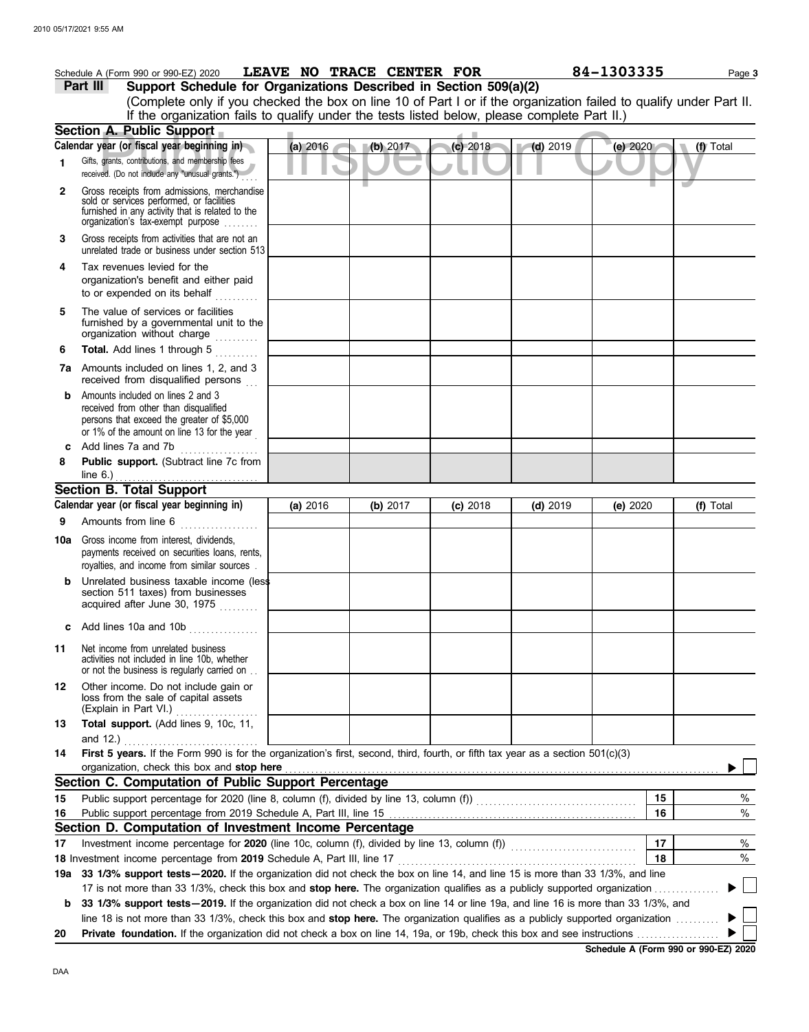Schedule A (Form 990 or 990-EZ) 2020 **LEAVE NO TRACE CENTER FOR** 84-1303335

## Part III Support Schedule for Organizations Described in Section 509(a)(2)

(Complete only if you checked the box on line 10 of Part I or if the organization failed to qualify under Part II. If the organization fails to qualify under the tests listed below, please complete Part II.)

### Section A. Public Support

| Calendar year (or fiscal year beginning in) | (a) 2016 | (b) 2017 | (c) 2018 | (d) 2019 | (e) 2020 | (f) Total |
|---|---|---|---|---|---|---|
| **1** Gifts, grants, contributions, and membership fees received. (Do not include any "unusual grants.") | | | | | | |
| **2** Gross receipts from admissions, merchandise sold or services performed, or facilities furnished in any activity that is related to the organization's tax-exempt purpose | | | | | | |
| **3** Gross receipts from activities that are not an unrelated trade or business under section 513 | | | | | | |
| **4** Tax revenues levied for the organization's benefit and either paid to or expended on its behalf | | | | | | |
| **5** The value of services or facilities furnished by a governmental unit to the organization without charge | | | | | | |
| **6** **Total.** Add lines 1 through 5 | | | | | | |
| **7a** Amounts included on lines 1, 2, and 3 received from disqualified persons | | | | | | |
| **b** Amounts included on lines 2 and 3 received from other than disqualified persons that exceed the greater of $5,000 or 1% of the amount on line 13 for the year | | | | | | |
| **c** Add lines 7a and 7b | | | | | | |
| **8** **Public support.** (Subtract line 7c from line 6.) | | | | | | |

### Section B. Total Support

| Calendar year (or fiscal year beginning in) | (a) 2016 | (b) 2017 | (c) 2018 | (d) 2019 | (e) 2020 | (f) Total |
|---|---|---|---|---|---|---|
| **9** Amounts from line 6 | | | | | | |
| **10a** Gross income from interest, dividends, payments received on securities loans, rents, royalties, and income from similar sources | | | | | | |
| **b** Unrelated business taxable income (less section 511 taxes) from businesses acquired after June 30, 1975 | | | | | | |
| **c** Add lines 10a and 10b | | | | | | |
| **11** Net income from unrelated business activities not included in line 10b, whether or not the business is regularly carried on | | | | | | |
| **12** Other income. Do not include gain or loss from the sale of capital assets (Explain in Part VI.) | | | | | | |
| **13** **Total support.** (Add lines 9, 10c, 11, and 12.) | | | | | | |

**14** **First 5 years.** If the Form 990 is for the organization's first, second, third, fourth, or fifth tax year as a section 501(c)(3) organization, check this box and **stop here** ▶ ☐

### Section C. Computation of Public Support Percentage

| | | | |
|---|---|---|---|
| **15** | Public support percentage for 2020 (line 8, column (f), divided by line 13, column (f)) | 15 | % |
| **16** | Public support percentage from 2019 Schedule A, Part III, line 15 | 16 | % |

### Section D. Computation of Investment Income Percentage

| | | | |
|---|---|---|---|
| **17** | Investment income percentage for **2020** (line 10c, column (f), divided by line 13, column (f)) | 17 | % |
| **18** | Investment income percentage from **2019** Schedule A, Part III, line 17 | 18 | % |

**19a** **33 1/3% support tests—2020.** If the organization did not check the box on line 14, and line 15 is more than 33 1/3%, and line 17 is not more than 33 1/3%, check this box and **stop here.** The organization qualifies as a publicly supported organization ▶ ☐

**b** **33 1/3% support tests—2019.** If the organization did not check a box on line 14 or line 19a, and line 16 is more than 33 1/3%, and line 18 is not more than 33 1/3%, check this box and **stop here.** The organization qualifies as a publicly supported organization ▶ ☐

**20** **Private foundation.** If the organization did not check a box on line 14, 19a, or 19b, check this box and see instructions ▶ ☐

**Schedule A (Form 990 or 990-EZ) 2020**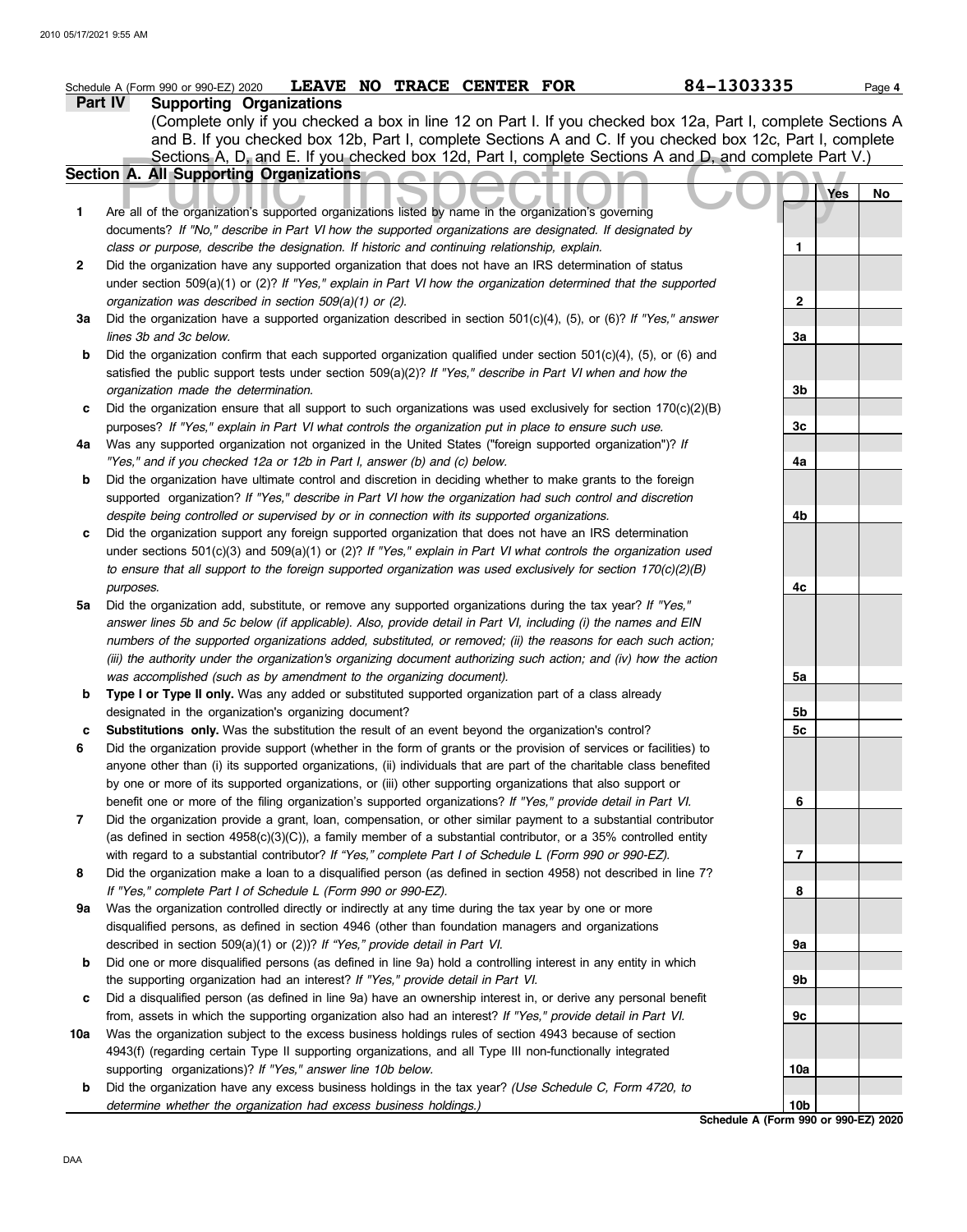Schedule A (Form 990 or 990-EZ) 2020 **LEAVE NO TRACE CENTER FOR** 84-1303335

## Part IV Supporting Organizations

(Complete only if you checked a box in line 12 on Part I. If you checked box 12a, Part I, complete Sections A and B. If you checked box 12b, Part I, complete Sections A and C. If you checked box 12c, Part I, complete Sections A, D, and E. If you checked box 12d, Part I, complete Sections A and D, and complete Part V.)

### Section A. All Supporting Organizations

| | | Line | Yes | No |
|---|---|---|---|---|
| **1** | Are all of the organization's supported organizations listed by name in the organization's governing documents? *If "No," describe in Part VI how the supported organizations are designated. If designated by class or purpose, describe the designation. If historic and continuing relationship, explain.* | 1 | | |
| **2** | Did the organization have any supported organization that does not have an IRS determination of status under section 509(a)(1) or (2)? *If "Yes," explain in Part VI how the organization determined that the supported organization was described in section 509(a)(1) or (2).* | 2 | | |
| **3a** | Did the organization have a supported organization described in section 501(c)(4), (5), or (6)? *If "Yes," answer lines 3b and 3c below.* | 3a | | |
| **b** | Did the organization confirm that each supported organization qualified under section 501(c)(4), (5), or (6) and satisfied the public support tests under section 509(a)(2)? *If "Yes," describe in Part VI when and how the organization made the determination.* | 3b | | |
| **c** | Did the organization ensure that all support to such organizations was used exclusively for section 170(c)(2)(B) purposes? *If "Yes," explain in Part VI what controls the organization put in place to ensure such use.* | 3c | | |
| **4a** | Was any supported organization not organized in the United States ("foreign supported organization")? *If "Yes," and if you checked 12a or 12b in Part I, answer (b) and (c) below.* | 4a | | |
| **b** | Did the organization have ultimate control and discretion in deciding whether to make grants to the foreign supported organization? *If "Yes," describe in Part VI how the organization had such control and discretion despite being controlled or supervised by or in connection with its supported organizations.* | 4b | | |
| **c** | Did the organization support any foreign supported organization that does not have an IRS determination under sections 501(c)(3) and 509(a)(1) or (2)? *If "Yes," explain in Part VI what controls the organization used to ensure that all support to the foreign supported organization was used exclusively for section 170(c)(2)(B) purposes.* | 4c | | |
| **5a** | Did the organization add, substitute, or remove any supported organizations during the tax year? *If "Yes," answer lines 5b and 5c below (if applicable). Also, provide detail in Part VI, including (i) the names and EIN numbers of the supported organizations added, substituted, or removed; (ii) the reasons for each such action; (iii) the authority under the organization's organizing document authorizing such action; and (iv) how the action was accomplished (such as by amendment to the organizing document).* | 5a | | |
| **b** | **Type I or Type II only.** Was any added or substituted supported organization part of a class already designated in the organization's organizing document? | 5b | | |
| **c** | **Substitutions only.** Was the substitution the result of an event beyond the organization's control? | 5c | | |
| **6** | Did the organization provide support (whether in the form of grants or the provision of services or facilities) to anyone other than (i) its supported organizations, (ii) individuals that are part of the charitable class benefited by one or more of its supported organizations, or (iii) other supporting organizations that also support or benefit one or more of the filing organization's supported organizations? *If "Yes," provide detail in Part VI.* | 6 | | |
| **7** | Did the organization provide a grant, loan, compensation, or other similar payment to a substantial contributor (as defined in section 4958(c)(3)(C)), a family member of a substantial contributor, or a 35% controlled entity with regard to a substantial contributor? *If "Yes," complete Part I of Schedule L (Form 990 or 990-EZ).* | 7 | | |
| **8** | Did the organization make a loan to a disqualified person (as defined in section 4958) not described in line 7? *If "Yes," complete Part I of Schedule L (Form 990 or 990-EZ).* | 8 | | |
| **9a** | Was the organization controlled directly or indirectly at any time during the tax year by one or more disqualified persons, as defined in section 4946 (other than foundation managers and organizations described in section 509(a)(1) or (2))? *If "Yes," provide detail in Part VI.* | 9a | | |
| **b** | Did one or more disqualified persons (as defined in line 9a) hold a controlling interest in any entity in which the supporting organization had an interest? *If "Yes," provide detail in Part VI.* | 9b | | |
| **c** | Did a disqualified person (as defined in line 9a) have an ownership interest in, or derive any personal benefit from, assets in which the supporting organization also had an interest? *If "Yes," provide detail in Part VI.* | 9c | | |
| **10a** | Was the organization subject to the excess business holdings rules of section 4943 because of section 4943(f) (regarding certain Type II supporting organizations, and all Type III non-functionally integrated supporting organizations)? *If "Yes," answer line 10b below.* | 10a | | |
| **b** | Did the organization have any excess business holdings in the tax year? *(Use Schedule C, Form 4720, to determine whether the organization had excess business holdings.)* | 10b | | |

**Schedule A (Form 990 or 990-EZ) 2020**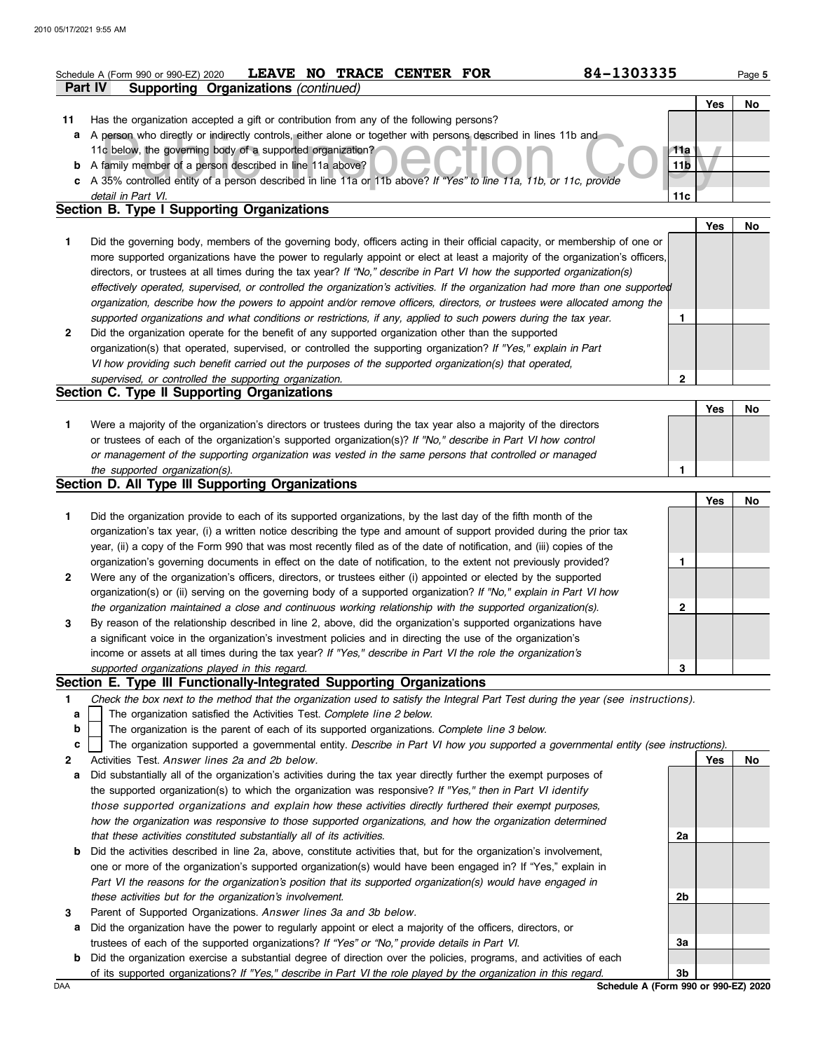Schedule A (Form 990 or 990-EZ) 2020 **LEAVE NO TRACE CENTER FOR** 84-1303335

**Part IV Supporting Organizations** *(continued)*

| | | | Yes | No |
|---|---|---|---|---|
| **11** | Has the organization accepted a gift or contribution from any of the following persons? | | | |
| **a** | A person who directly or indirectly controls, either alone or together with persons described in lines 11b and 11c below, the governing body of a supported organization? | 11a | | |
| **b** | A family member of a person described in line 11a above? | 11b | | |
| **c** | A 35% controlled entity of a person described in line 11a or 11b above? *If "Yes" to line 11a, 11b, or 11c, provide detail in Part VI.* | 11c | | |

## Section B. Type I Supporting Organizations

| | | | Yes | No |
|---|---|---|---|---|
| **1** | Did the governing body, members of the governing body, officers acting in their official capacity, or membership of one or more supported organizations have the power to regularly appoint or elect at least a majority of the organization's officers, directors, or trustees at all times during the tax year? *If "No," describe in Part VI how the supported organization(s) effectively operated, supervised, or controlled the organization's activities. If the organization had more than one supported organization, describe how the powers to appoint and/or remove officers, directors, or trustees were allocated among the supported organizations and what conditions or restrictions, if any, applied to such powers during the tax year.* | 1 | | |
| **2** | Did the organization operate for the benefit of any supported organization other than the supported organization(s) that operated, supervised, or controlled the supporting organization? *If "Yes," explain in Part VI how providing such benefit carried out the purposes of the supported organization(s) that operated, supervised, or controlled the supporting organization.* | 2 | | |

## Section C. Type II Supporting Organizations

| | | | Yes | No |
|---|---|---|---|---|
| **1** | Were a majority of the organization's directors or trustees during the tax year also a majority of the directors or trustees of each of the organization's supported organization(s)? *If "No," describe in Part VI how control or management of the supporting organization was vested in the same persons that controlled or managed the supported organization(s).* | 1 | | |

## Section D. All Type III Supporting Organizations

| | | | Yes | No |
|---|---|---|---|---|
| **1** | Did the organization provide to each of its supported organizations, by the last day of the fifth month of the organization's tax year, (i) a written notice describing the type and amount of support provided during the prior tax year, (ii) a copy of the Form 990 that was most recently filed as of the date of notification, and (iii) copies of the organization's governing documents in effect on the date of notification, to the extent not previously provided? | 1 | | |
| **2** | Were any of the organization's officers, directors, or trustees either (i) appointed or elected by the supported organization(s) or (ii) serving on the governing body of a supported organization? *If "No," explain in Part VI how the organization maintained a close and continuous working relationship with the supported organization(s).* | 2 | | |
| **3** | By reason of the relationship described in line 2, above, did the organization's supported organizations have a significant voice in the organization's investment policies and in directing the use of the organization's income or assets at all times during the tax year? *If "Yes," describe in Part VI the role the organization's supported organizations played in this regard.* | 3 | | |

## Section E. Type III Functionally-Integrated Supporting Organizations

**1** *Check the box next to the method that the organization used to satisfy the Integral Part Test during the year (see instructions).*

- **a** ☐ The organization satisfied the Activities Test. *Complete line 2 below.*
- **b** ☐ The organization is the parent of each of its supported organizations. *Complete line 3 below.*
- **c** ☐ The organization supported a governmental entity. *Describe in Part VI how you supported a governmental entity (see instructions).*

| | | | Yes | No |
|---|---|---|---|---|
| **2** | Activities Test. *Answer lines 2a and 2b below.* | | | |
| **a** | Did substantially all of the organization's activities during the tax year directly further the exempt purposes of the supported organization(s) to which the organization was responsive? *If "Yes," then in Part VI identify those supported organizations and explain how these activities directly furthered their exempt purposes, how the organization was responsive to those supported organizations, and how the organization determined that these activities constituted substantially all of its activities.* | 2a | | |
| **b** | Did the activities described in line 2a, above, constitute activities that, but for the organization's involvement, one or more of the organization's supported organization(s) would have been engaged in? If "Yes," explain in *Part VI the reasons for the organization's position that its supported organization(s) would have engaged in these activities but for the organization's involvement.* | 2b | | |
| **3** | Parent of Supported Organizations. *Answer lines 3a and 3b below.* | | | |
| **a** | Did the organization have the power to regularly appoint or elect a majority of the officers, directors, or trustees of each of the supported organizations? *If "Yes" or "No," provide details in Part VI.* | 3a | | |
| **b** | Did the organization exercise a substantial degree of direction over the policies, programs, and activities of each of its supported organizations? *If "Yes," describe in Part VI the role played by the organization in this regard.* | 3b | | |

DAA **Schedule A (Form 990 or 990-EZ) 2020**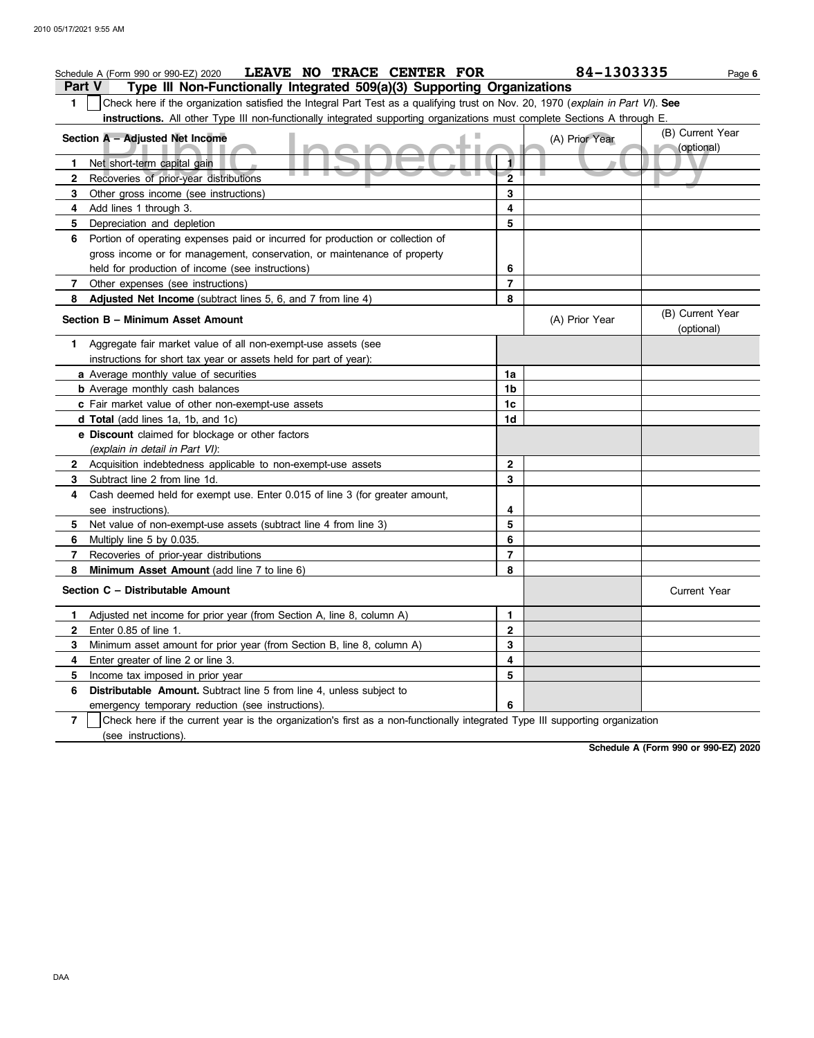Schedule A (Form 990 or 990-EZ) 2020 **LEAVE NO TRACE CENTER FOR** 84-1303335

## Part V Type III Non-Functionally Integrated 509(a)(3) Supporting Organizations

**1** ☐ Check here if the organization satisfied the Integral Part Test as a qualifying trust on Nov. 20, 1970 (*explain in Part VI*). **See instructions.** All other Type III non-functionally integrated supporting organizations must complete Sections A through E.

| **Section A – Adjusted Net Income** | | (A) Prior Year | (B) Current Year (optional) |
|---|---|---|---|
| **1** Net short-term capital gain | 1 | | |
| **2** Recoveries of prior-year distributions | 2 | | |
| **3** Other gross income (see instructions) | 3 | | |
| **4** Add lines 1 through 3. | 4 | | |
| **5** Depreciation and depletion | 5 | | |
| **6** Portion of operating expenses paid or incurred for production or collection of gross income or for management, conservation, or maintenance of property held for production of income (see instructions) | 6 | | |
| **7** Other expenses (see instructions) | 7 | | |
| **8** **Adjusted Net Income** (subtract lines 5, 6, and 7 from line 4) | 8 | | |

| **Section B – Minimum Asset Amount** | | (A) Prior Year | (B) Current Year (optional) |
|---|---|---|---|
| **1** Aggregate fair market value of all non-exempt-use assets (see instructions for short tax year or assets held for part of year): | | | |
| **a** Average monthly value of securities | 1a | | |
| **b** Average monthly cash balances | 1b | | |
| **c** Fair market value of other non-exempt-use assets | 1c | | |
| **d** **Total** (add lines 1a, 1b, and 1c) | 1d | | |
| **e** **Discount** claimed for blockage or other factors (*explain in detail in Part VI*): | | | |
| **2** Acquisition indebtedness applicable to non-exempt-use assets | 2 | | |
| **3** Subtract line 2 from line 1d. | 3 | | |
| **4** Cash deemed held for exempt use. Enter 0.015 of line 3 (for greater amount, see instructions). | 4 | | |
| **5** Net value of non-exempt-use assets (subtract line 4 from line 3) | 5 | | |
| **6** Multiply line 5 by 0.035. | 6 | | |
| **7** Recoveries of prior-year distributions | 7 | | |
| **8** **Minimum Asset Amount** (add line 7 to line 6) | 8 | | |

| **Section C – Distributable Amount** | | | Current Year |
|---|---|---|---|
| **1** Adjusted net income for prior year (from Section A, line 8, column A) | 1 | | |
| **2** Enter 0.85 of line 1. | 2 | | |
| **3** Minimum asset amount for prior year (from Section B, line 8, column A) | 3 | | |
| **4** Enter greater of line 2 or line 3. | 4 | | |
| **5** Income tax imposed in prior year | 5 | | |
| **6** **Distributable Amount.** Subtract line 5 from line 4, unless subject to emergency temporary reduction (see instructions). | 6 | | |

**7** ☐ Check here if the current year is the organization's first as a non-functionally integrated Type III supporting organization (see instructions).

**Schedule A (Form 990 or 990-EZ) 2020**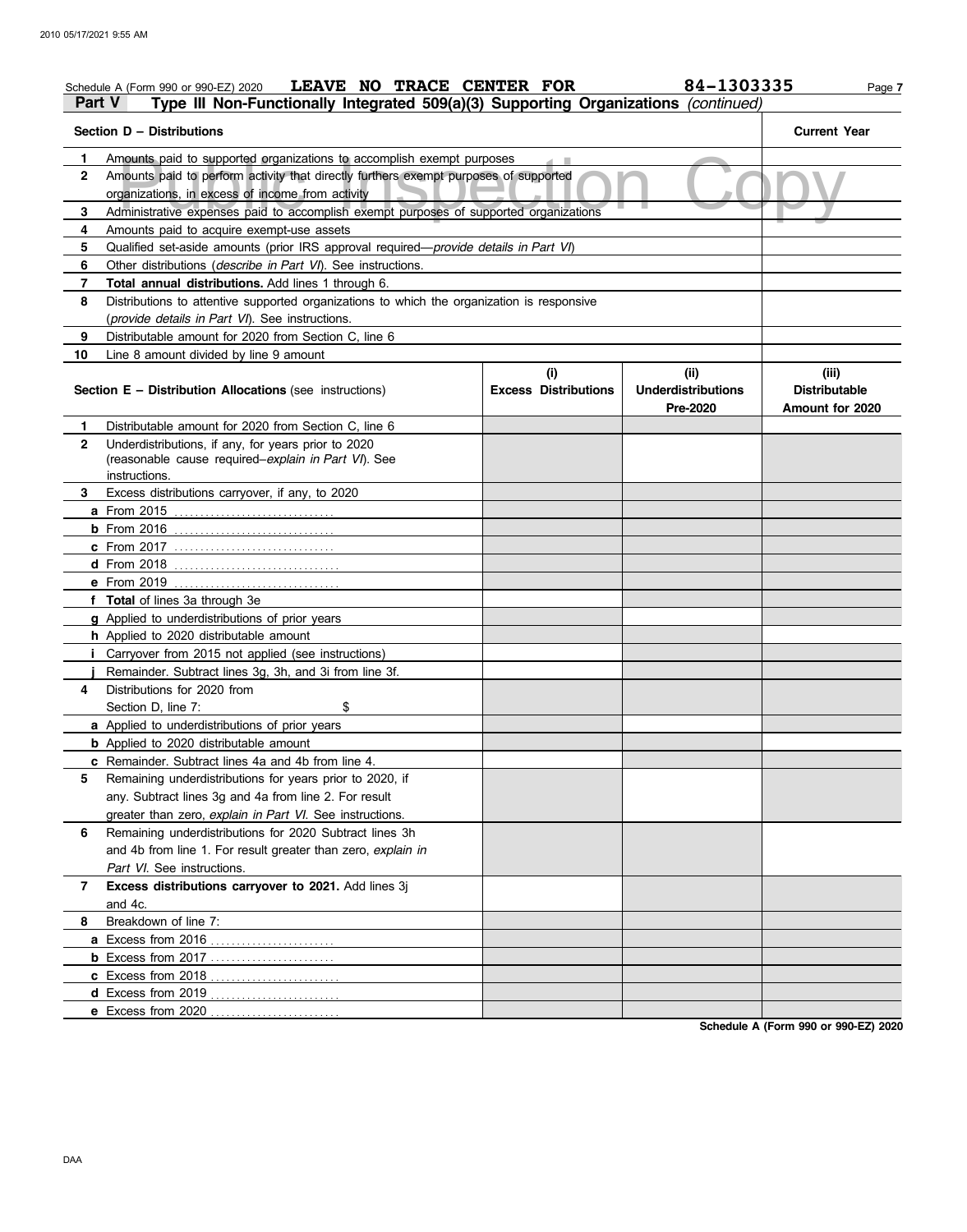Schedule A (Form 990 or 990-EZ) 2020 LEAVE NO TRACE CENTER FOR 84-1303335

## Part V Type III Non-Functionally Integrated 509(a)(3) Supporting Organizations *(continued)*

| Section D – Distributions | | Current Year |
|---|---|---|
| 1 | Amounts paid to supported organizations to accomplish exempt purposes | |
| 2 | Amounts paid to perform activity that directly furthers exempt purposes of supported organizations, in excess of income from activity | |
| 3 | Administrative expenses paid to accomplish exempt purposes of supported organizations | |
| 4 | Amounts paid to acquire exempt-use assets | |
| 5 | Qualified set-aside amounts (prior IRS approval required—*provide details in Part VI*) | |
| 6 | Other distributions (*describe in Part VI*). See instructions. | |
| 7 | **Total annual distributions.** Add lines 1 through 6. | |
| 8 | Distributions to attentive supported organizations to which the organization is responsive (*provide details in Part VI*). See instructions. | |
| 9 | Distributable amount for 2020 from Section C, line 6 | |
| 10 | Line 8 amount divided by line 9 amount | |

| | Section E – Distribution Allocations (see instructions) | (i) Excess Distributions | (ii) Underdistributions Pre-2020 | (iii) Distributable Amount for 2020 |
|---|---|---|---|---|
| 1 | Distributable amount for 2020 from Section C, line 6 | | | |
| 2 | Underdistributions, if any, for years prior to 2020 (reasonable cause required–*explain in Part VI*). See instructions. | | | |
| 3 | Excess distributions carryover, if any, to 2020 | | | |
| a | From 2015 | | | |
| b | From 2016 | | | |
| c | From 2017 | | | |
| d | From 2018 | | | |
| e | From 2019 | | | |
| f | **Total** of lines 3a through 3e | | | |
| g | Applied to underdistributions of prior years | | | |
| h | Applied to 2020 distributable amount | | | |
| i | Carryover from 2015 not applied (see instructions) | | | |
| j | Remainder. Subtract lines 3g, 3h, and 3i from line 3f. | | | |
| 4 | Distributions for 2020 from Section D, line 7: $ | | | |
| a | Applied to underdistributions of prior years | | | |
| b | Applied to 2020 distributable amount | | | |
| c | Remainder. Subtract lines 4a and 4b from line 4. | | | |
| 5 | Remaining underdistributions for years prior to 2020, if any. Subtract lines 3g and 4a from line 2. For result greater than zero, *explain in Part VI*. See instructions. | | | |
| 6 | Remaining underdistributions for 2020 Subtract lines 3h and 4b from line 1. For result greater than zero, *explain in Part VI*. See instructions. | | | |
| 7 | **Excess distributions carryover to 2021.** Add lines 3j and 4c. | | | |
| 8 | Breakdown of line 7: | | | |
| a | Excess from 2016 | | | |
| b | Excess from 2017 | | | |
| c | Excess from 2018 | | | |
| d | Excess from 2019 | | | |
| e | Excess from 2020 | | | |

Schedule A (Form 990 or 990-EZ) 2020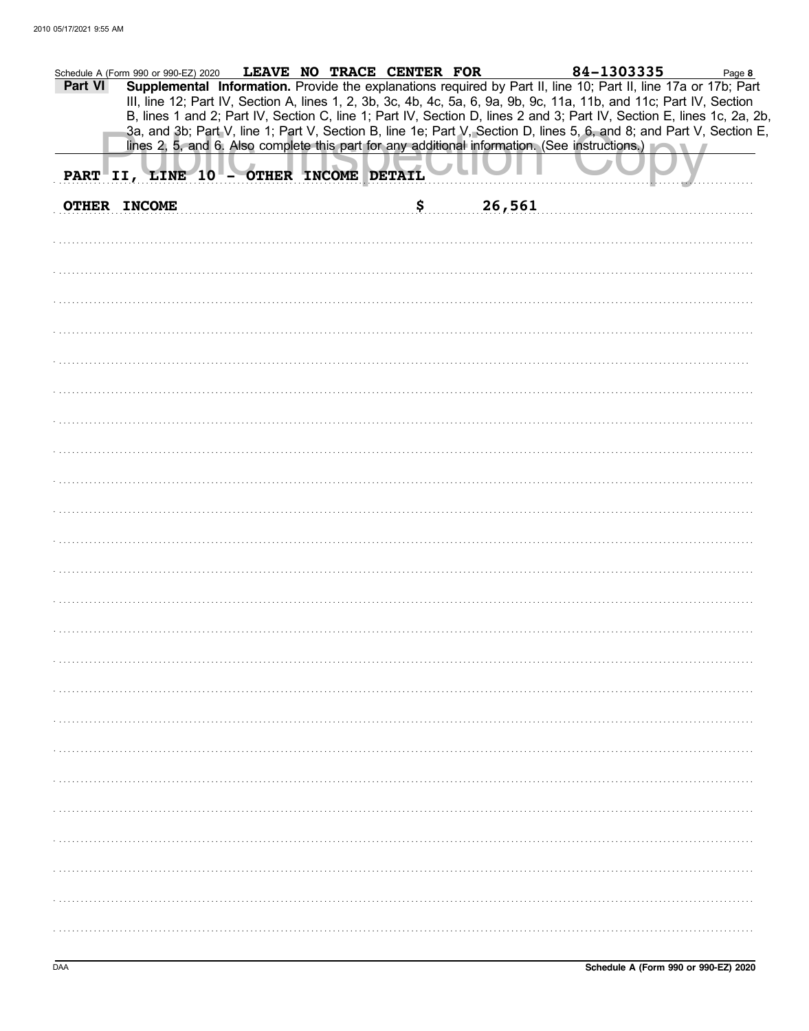Schedule A (Form 990 or 990-EZ) 2020 LEAVE NO TRACE CENTER FOR 84-1303335 Page **8**

**Part VI** **Supplemental Information.** Provide the explanations required by Part II, line 10; Part II, line 17a or 17b; Part III, line 12; Part IV, Section A, lines 1, 2, 3b, 3c, 4b, 4c, 5a, 6, 9a, 9b, 9c, 11a, 11b, and 11c; Part IV, Section B, lines 1 and 2; Part IV, Section C, line 1; Part IV, Section D, lines 2 and 3; Part IV, Section E, lines 1c, 2a, 2b, 3a, and 3b; Part V, line 1; Part V, Section B, line 1e; Part V, Section D, lines 5, 6, and 8; and Part V, Section E, lines 2, 5, and 6. Also complete this part for any additional information. (See instructions.)

PART II, LINE 10 - OTHER INCOME DETAIL

OTHER INCOME $ 26,561

Schedule A (Form 990 or 990-EZ) 2020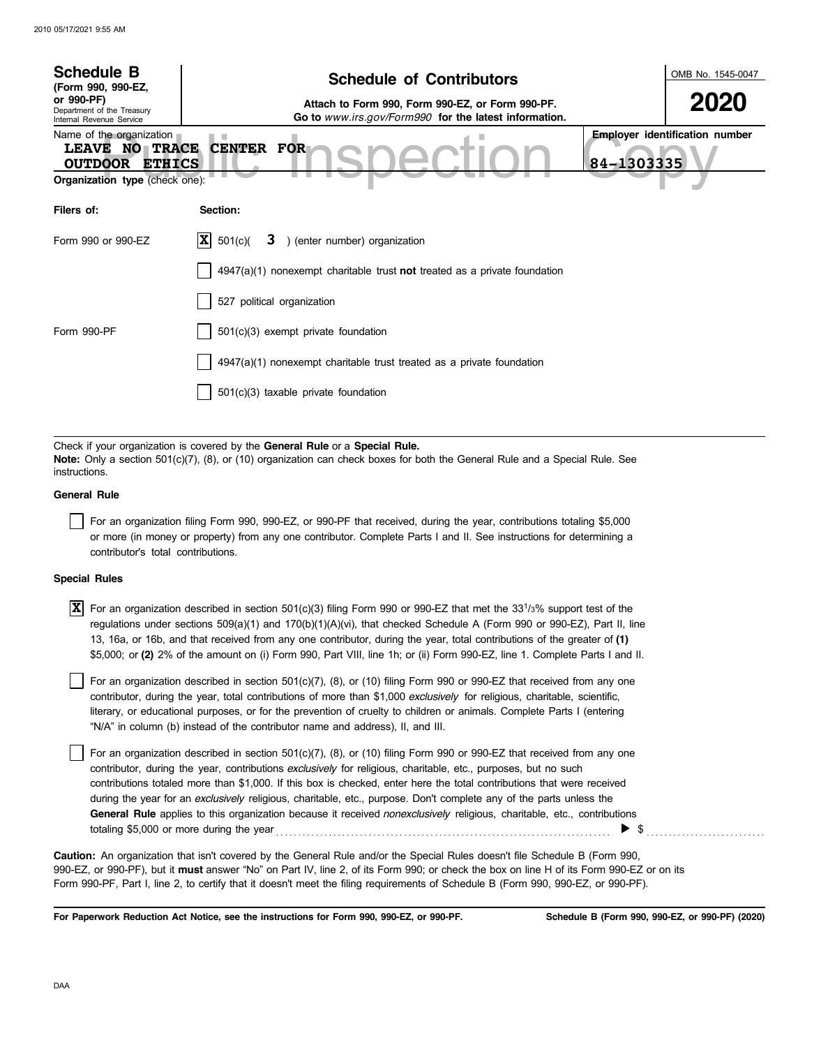**Schedule B** (Form 990, 990-EZ, or 990-PF)
Department of the Treasury
Internal Revenue Service

# Schedule of Contributors

**Attach to Form 990, Form 990-EZ, or Form 990-PF.**
**Go to *www.irs.gov/Form990* for the latest information.**

OMB No. 1545-0047

**2020**

Name of the organization: **LEAVE NO TRACE CENTER FOR OUTDOOR ETHICS**

**Employer identification number:** **84-1303335**

**Organization type** (check one):

| Filers of: | Section: |
|---|---|
| Form 990 or 990-EZ | [X] 501(c)( **3** ) (enter number) organization |
| | [ ] 4947(a)(1) nonexempt charitable trust **not** treated as a private foundation |
| | [ ] 527 political organization |
| Form 990-PF | [ ] 501(c)(3) exempt private foundation |
| | [ ] 4947(a)(1) nonexempt charitable trust treated as a private foundation |
| | [ ] 501(c)(3) taxable private foundation |

Check if your organization is covered by the **General Rule** or a **Special Rule.**
**Note:** Only a section 501(c)(7), (8), or (10) organization can check boxes for both the General Rule and a Special Rule. See instructions.

**General Rule**

[ ] For an organization filing Form 990, 990-EZ, or 990-PF that received, during the year, contributions totaling $5,000 or more (in money or property) from any one contributor. Complete Parts I and II. See instructions for determining a contributor's total contributions.

**Special Rules**

[X] For an organization described in section 501(c)(3) filing Form 990 or 990-EZ that met the 33 1/3% support test of the regulations under sections 509(a)(1) and 170(b)(1)(A)(vi), that checked Schedule A (Form 990 or 990-EZ), Part II, line 13, 16a, or 16b, and that received from any one contributor, during the year, total contributions of the greater of **(1)** $5,000; or **(2)** 2% of the amount on (i) Form 990, Part VIII, line 1h; or (ii) Form 990-EZ, line 1. Complete Parts I and II.

[ ] For an organization described in section 501(c)(7), (8), or (10) filing Form 990 or 990-EZ that received from any one contributor, during the year, total contributions of more than $1,000 *exclusively* for religious, charitable, scientific, literary, or educational purposes, or for the prevention of cruelty to children or animals. Complete Parts I (entering "N/A" in column (b) instead of the contributor name and address), II, and III.

[ ] For an organization described in section 501(c)(7), (8), or (10) filing Form 990 or 990-EZ that received from any one contributor, during the year, contributions *exclusively* for religious, charitable, etc., purposes, but no such contributions totaled more than $1,000. If this box is checked, enter here the total contributions that were received during the year for an *exclusively* religious, charitable, etc., purpose. Don't complete any of the parts unless the **General Rule** applies to this organization because it received *nonexclusively* religious, charitable, etc., contributions totaling $5,000 or more during the year ▶ $

**Caution:** An organization that isn't covered by the General Rule and/or the Special Rules doesn't file Schedule B (Form 990, 990-EZ, or 990-PF), but it **must** answer "No" on Part IV, line 2, of its Form 990; or check the box on line H of its Form 990-EZ or on its Form 990-PF, Part I, line 2, to certify that it doesn't meet the filing requirements of Schedule B (Form 990, 990-EZ, or 990-PF).

**For Paperwork Reduction Act Notice, see the instructions for Form 990, 990-EZ, or 990-PF.** **Schedule B (Form 990, 990-EZ, or 990-PF) (2020)**

DAA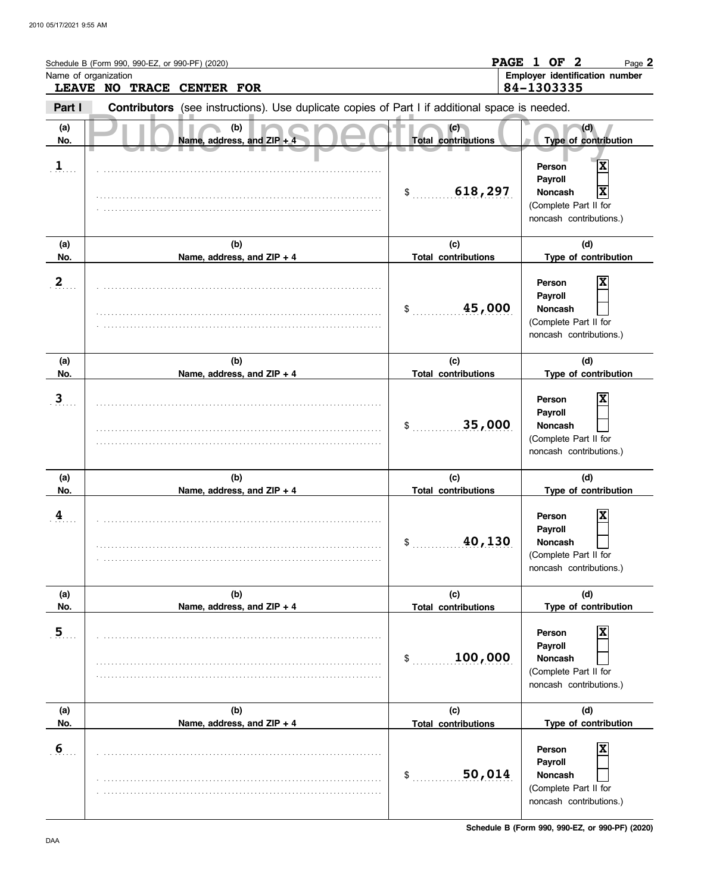Schedule B (Form 990, 990-EZ, or 990-PF) (2020)

PAGE 1 OF 2

Name of organization: LEAVE NO TRACE CENTER FOR

Employer identification number: 84-1303335

**Part I** **Contributors** (see instructions). Use duplicate copies of Part I if additional space is needed.

| (a) No. | (b) Name, address, and ZIP + 4 | (c) Total contributions | (d) Type of contribution |
|---|---|---|---|
| 1 | | $ 618,297 | Person [X] Payroll [ ] Noncash [X] (Complete Part II for noncash contributions.) |
| 2 | | $ 45,000 | Person [X] Payroll [ ] Noncash [ ] (Complete Part II for noncash contributions.) |
| 3 | | $ 35,000 | Person [X] Payroll [ ] Noncash [ ] (Complete Part II for noncash contributions.) |
| 4 | | $ 40,130 | Person [X] Payroll [ ] Noncash [ ] (Complete Part II for noncash contributions.) |
| 5 | | $ 100,000 | Person [X] Payroll [ ] Noncash [ ] (Complete Part II for noncash contributions.) |
| 6 | | $ 50,014 | Person [X] Payroll [ ] Noncash [ ] (Complete Part II for noncash contributions.) |

Schedule B (Form 990, 990-EZ, or 990-PF) (2020)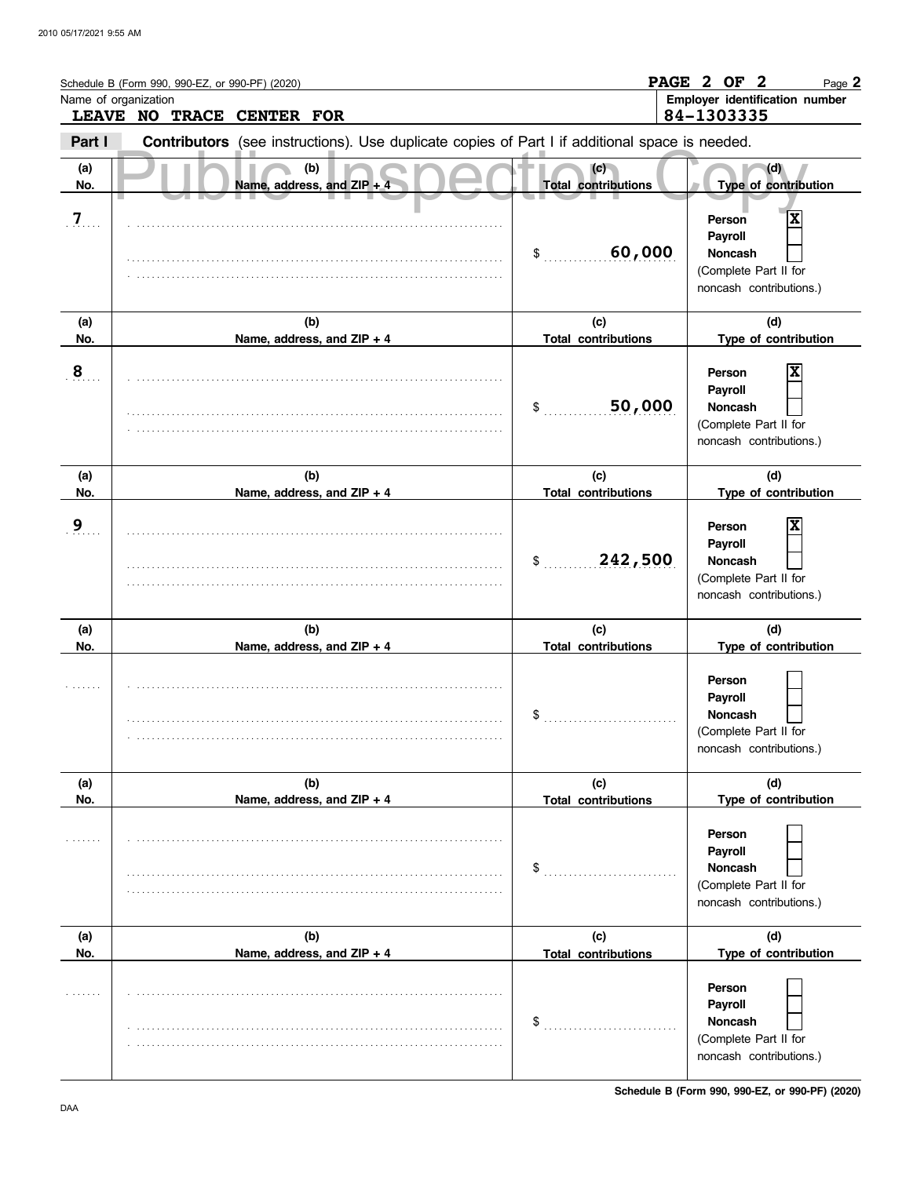Schedule B (Form 990, 990-EZ, or 990-PF) (2020) **PAGE 2 OF 2** Page **2**

Name of organization: **LEAVE NO TRACE CENTER FOR**

Employer identification number: **84-1303335**

**Part I** **Contributors** (see instructions). Use duplicate copies of Part I if additional space is needed.

Public Inspection Copy

| (a) No. | (b) Name, address, and ZIP + 4 | (c) Total contributions | (d) Type of contribution |
|---|---|---|---|
| 7 | | $ 60,000 | Person [X] Payroll [ ] Noncash [ ] (Complete Part II for noncash contributions.) |
| 8 | | $ 50,000 | Person [X] Payroll [ ] Noncash [ ] (Complete Part II for noncash contributions.) |
| 9 | | $ 242,500 | Person [X] Payroll [ ] Noncash [ ] (Complete Part II for noncash contributions.) |
| | | $ | Person [ ] Payroll [ ] Noncash [ ] (Complete Part II for noncash contributions.) |
| | | $ | Person [ ] Payroll [ ] Noncash [ ] (Complete Part II for noncash contributions.) |
| | | $ | Person [ ] Payroll [ ] Noncash [ ] (Complete Part II for noncash contributions.) |

**Schedule B (Form 990, 990-EZ, or 990-PF) (2020)**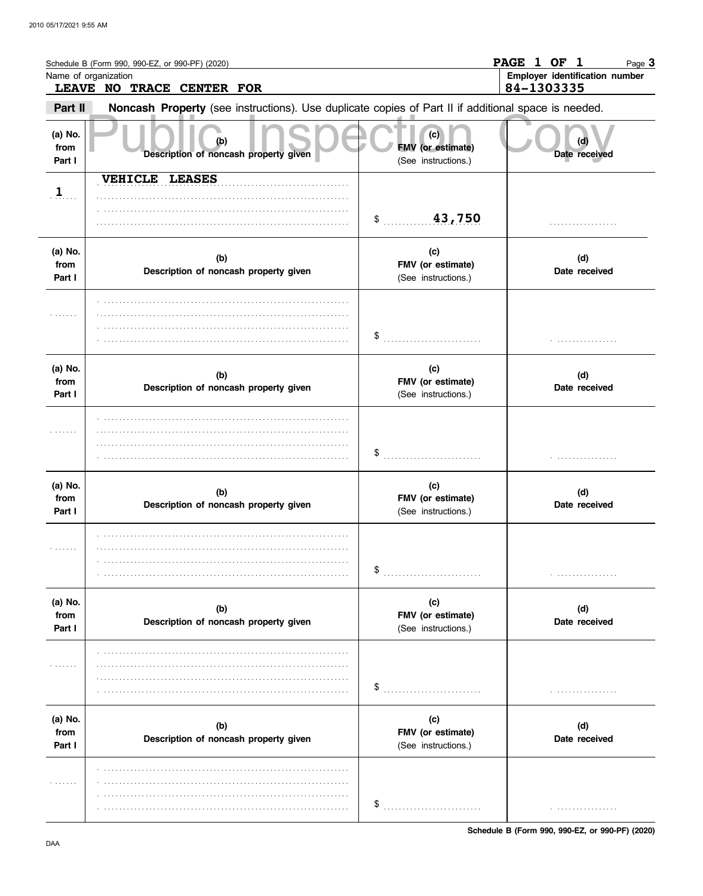Schedule B (Form 990, 990-EZ, or 990-PF) (2020)

PAGE 1 OF 1 Page **3**

Name of organization: **LEAVE NO TRACE CENTER FOR**

Employer identification number: **84-1303335**

**Part II** **Noncash Property** (see instructions). Use duplicate copies of Part II if additional space is needed.

Public Inspection Copy

| (a) No. from Part I | (b) Description of noncash property given | (c) FMV (or estimate) (See instructions.) | (d) Date received |
|---|---|---|---|
| 1 | VEHICLE LEASES | $ 43,750 | |

| (a) No. from Part I | (b) Description of noncash property given | (c) FMV (or estimate) (See instructions.) | (d) Date received |
|---|---|---|---|
| | | $ | |

| (a) No. from Part I | (b) Description of noncash property given | (c) FMV (or estimate) (See instructions.) | (d) Date received |
|---|---|---|---|
| | | $ | |

| (a) No. from Part I | (b) Description of noncash property given | (c) FMV (or estimate) (See instructions.) | (d) Date received |
|---|---|---|---|
| | | $ | |

| (a) No. from Part I | (b) Description of noncash property given | (c) FMV (or estimate) (See instructions.) | (d) Date received |
|---|---|---|---|
| | | $ | |

| (a) No. from Part I | (b) Description of noncash property given | (c) FMV (or estimate) (See instructions.) | (d) Date received |
|---|---|---|---|
| | | $ | |

Schedule B (Form 990, 990-EZ, or 990-PF) (2020)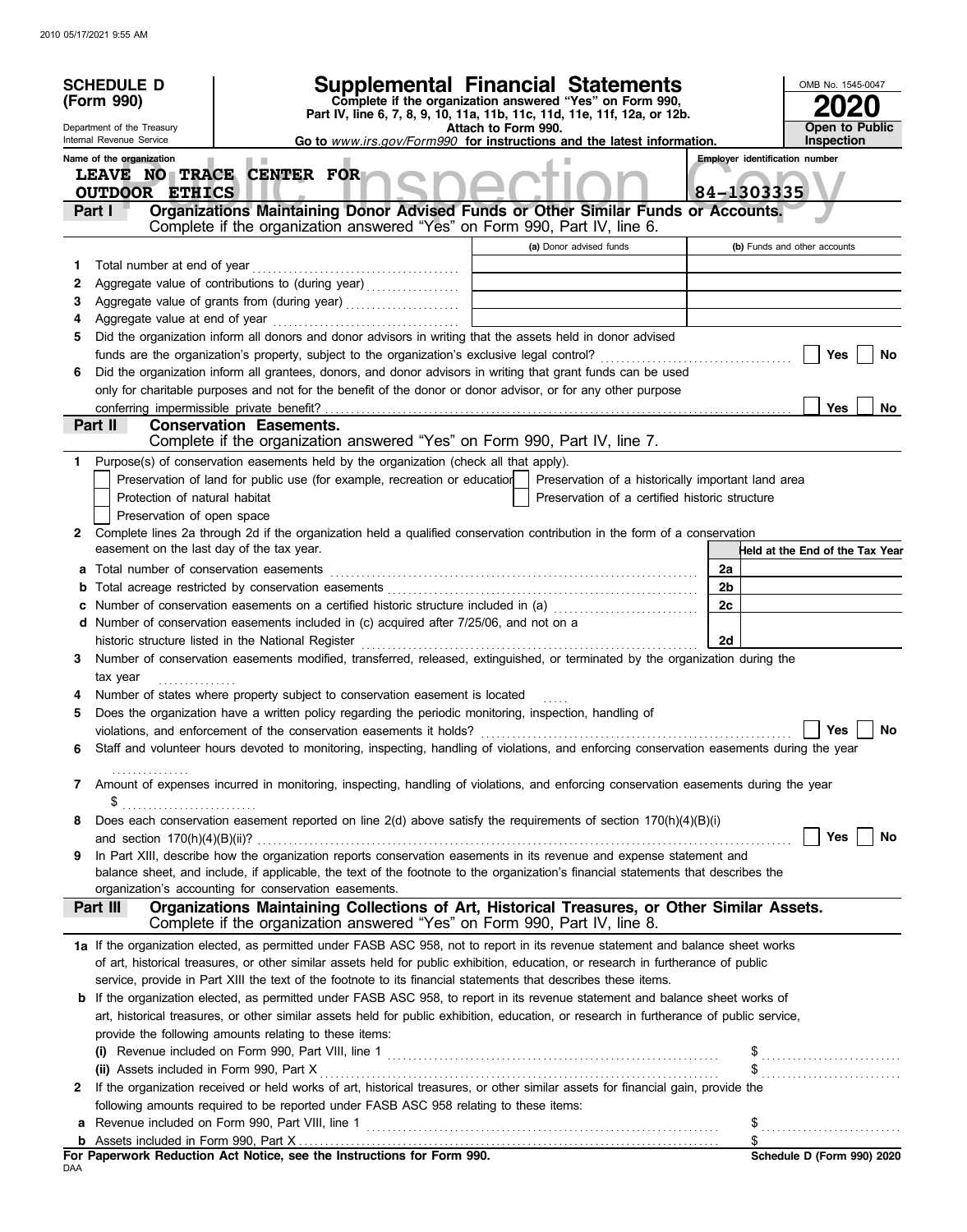**SCHEDULE D (Form 990)**

Department of the Treasury
Internal Revenue Service

# Supplemental Financial Statements

**Complete if the organization answered "Yes" on Form 990, Part IV, line 6, 7, 8, 9, 10, 11a, 11b, 11c, 11d, 11e, 11f, 12a, or 12b.**

**Attach to Form 990.**

**Go to *www.irs.gov/Form990* for instructions and the latest information.**

OMB No. 1545-0047

**2020**

**Open to Public Inspection**

Name of the organization: LEAVE NO TRACE CENTER FOR OUTDOOR ETHICS

Employer identification number: 84-1303335

## Part I — Organizations Maintaining Donor Advised Funds or Other Similar Funds or Accounts.

Complete if the organization answered "Yes" on Form 990, Part IV, line 6.

| | | (a) Donor advised funds | (b) Funds and other accounts |
|---|---|---|---|
| 1 | Total number at end of year | | |
| 2 | Aggregate value of contributions to (during year) | | |
| 3 | Aggregate value of grants from (during year) | | |
| 4 | Aggregate value at end of year | | |

5 Did the organization inform all donors and donor advisors in writing that the assets held in donor advised funds are the organization's property, subject to the organization's exclusive legal control? ☐ Yes ☐ No

6 Did the organization inform all grantees, donors, and donor advisors in writing that grant funds can be used only for charitable purposes and not for the benefit of the donor or donor advisor, or for any other purpose conferring impermissible private benefit? ☐ Yes ☐ No

## Part II — Conservation Easements.

Complete if the organization answered "Yes" on Form 990, Part IV, line 7.

1 Purpose(s) of conservation easements held by the organization (check all that apply).

- ☐ Preservation of land for public use (for example, recreation or education)
- ☐ Preservation of a historically important land area
- ☐ Protection of natural habitat
- ☐ Preservation of a certified historic structure
- ☐ Preservation of open space

2 Complete lines 2a through 2d if the organization held a qualified conservation contribution in the form of a conservation easement on the last day of the tax year.

| | | | Held at the End of the Tax Year |
|---|---|---|---|
| a | Total number of conservation easements | 2a | |
| b | Total acreage restricted by conservation easements | 2b | |
| c | Number of conservation easements on a certified historic structure included in (a) | 2c | |
| d | Number of conservation easements included in (c) acquired after 7/25/06, and not on a historic structure listed in the National Register | 2d | |

3 Number of conservation easements modified, transferred, released, extinguished, or terminated by the organization during the tax year ...............

4 Number of states where property subject to conservation easement is located .....

5 Does the organization have a written policy regarding the periodic monitoring, inspection, handling of violations, and enforcement of the conservation easements it holds? ☐ Yes ☐ No

6 Staff and volunteer hours devoted to monitoring, inspecting, handling of violations, and enforcing conservation easements during the year ...............

7 Amount of expenses incurred in monitoring, inspecting, handling of violations, and enforcing conservation easements during the year $ ..........................

8 Does each conservation easement reported on line 2(d) above satisfy the requirements of section 170(h)(4)(B)(i) and section 170(h)(4)(B)(ii)? ☐ Yes ☐ No

9 In Part XIII, describe how the organization reports conservation easements in its revenue and expense statement and balance sheet, and include, if applicable, the text of the footnote to the organization's financial statements that describes the organization's accounting for conservation easements.

## Part III — Organizations Maintaining Collections of Art, Historical Treasures, or Other Similar Assets.

Complete if the organization answered "Yes" on Form 990, Part IV, line 8.

1a If the organization elected, as permitted under FASB ASC 958, not to report in its revenue statement and balance sheet works of art, historical treasures, or other similar assets held for public exhibition, education, or research in furtherance of public service, provide in Part XIII the text of the footnote to its financial statements that describes these items.

b If the organization elected, as permitted under FASB ASC 958, to report in its revenue statement and balance sheet works of art, historical treasures, or other similar assets held for public exhibition, education, or research in furtherance of public service, provide the following amounts relating to these items:

(i) Revenue included on Form 990, Part VIII, line 1 $ ..........................

(ii) Assets included in Form 990, Part X $ ..........................

2 If the organization received or held works of art, historical treasures, or other similar assets for financial gain, provide the following amounts required to be reported under FASB ASC 958 relating to these items:

a Revenue included on Form 990, Part VIII, line 1 $ ..........................

b Assets included in Form 990, Part X $

**For Paperwork Reduction Act Notice, see the Instructions for Form 990.**

**Schedule D (Form 990) 2020**

DAA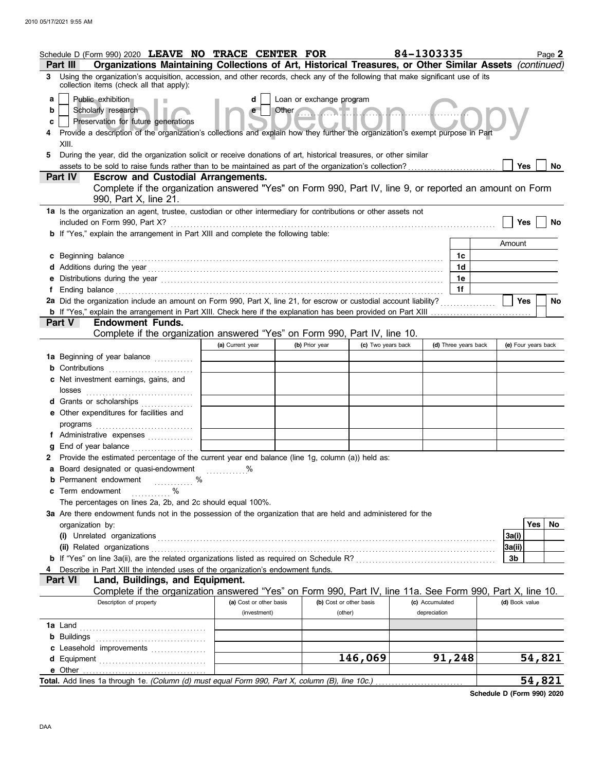Schedule D (Form 990) 2020 **LEAVE NO TRACE CENTER FOR** 84-1303335 Page **2**

**Part III** **Organizations Maintaining Collections of Art, Historical Treasures, or Other Similar Assets** *(continued)*

**3** Using the organization's acquisition, accession, and other records, check any of the following that make significant use of its collection items (check all that apply):

- **a** ☐ Public exhibition
- **b** ☐ Scholarly research
- **c** ☐ Preservation for future generations
- **d** ☐ Loan or exchange program
- **e** ☐ Other

**4** Provide a description of the organization's collections and explain how they further the organization's exempt purpose in Part XIII.

**5** During the year, did the organization solicit or receive donations of art, historical treasures, or other similar assets to be sold to raise funds rather than to be maintained as part of the organization's collection? ☐ Yes ☐ No

**Part IV** **Escrow and Custodial Arrangements.**

Complete if the organization answered "Yes" on Form 990, Part IV, line 9, or reported an amount on Form 990, Part X, line 21.

**1a** Is the organization an agent, trustee, custodian or other intermediary for contributions or other assets not included on Form 990, Part X? ☐ Yes ☐ No

**b** If "Yes," explain the arrangement in Part XIII and complete the following table:

| | | Amount |
|---|---|---|
| **c** Beginning balance | 1c | |
| **d** Additions during the year | 1d | |
| **e** Distributions during the year | 1e | |
| **f** Ending balance | 1f | |

**2a** Did the organization include an amount on Form 990, Part X, line 21, for escrow or custodial account liability? ☐ Yes ☐ No

**b** If "Yes," explain the arrangement in Part XIII. Check here if the explanation has been provided on Part XIII ☐

**Part V** **Endowment Funds.**

Complete if the organization answered "Yes" on Form 990, Part IV, line 10.

| | (a) Current year | (b) Prior year | (c) Two years back | (d) Three years back | (e) Four years back |
|---|---|---|---|---|---|
| **1a** Beginning of year balance | | | | | |
| **b** Contributions | | | | | |
| **c** Net investment earnings, gains, and losses | | | | | |
| **d** Grants or scholarships | | | | | |
| **e** Other expenditures for facilities and programs | | | | | |
| **f** Administrative expenses | | | | | |
| **g** End of year balance | | | | | |

**2** Provide the estimated percentage of the current year end balance (line 1g, column (a)) held as:

- **a** Board designated or quasi-endowment ........%
- **b** Permanent endowment ........%
- **c** Term endowment ........%

The percentages on lines 2a, 2b, and 2c should equal 100%.

**3a** Are there endowment funds not in the possession of the organization that are held and administered for the organization by:

| | | Yes | No |
|---|---|---|---|
| **(i)** Unrelated organizations | 3a(i) | | |
| **(ii)** Related organizations | 3a(ii) | | |
| **b** If "Yes" on line 3a(ii), are the related organizations listed as required on Schedule R? | 3b | | |

**4** Describe in Part XIII the intended uses of the organization's endowment funds.

**Part VI** **Land, Buildings, and Equipment.**

Complete if the organization answered "Yes" on Form 990, Part IV, line 11a. See Form 990, Part X, line 10.

| Description of property | (a) Cost or other basis (investment) | (b) Cost or other basis (other) | (c) Accumulated depreciation | (d) Book value |
|---|---|---|---|---|
| **1a** Land | | | | |
| **b** Buildings | | | | |
| **c** Leasehold improvements | | | | |
| **d** Equipment | | 146,069 | 91,248 | 54,821 |
| **e** Other | | | | |
| **Total.** Add lines 1a through 1e. *(Column (d) must equal Form 990, Part X, column (B), line 10c.)* | | | | 54,821 |

**Schedule D (Form 990) 2020**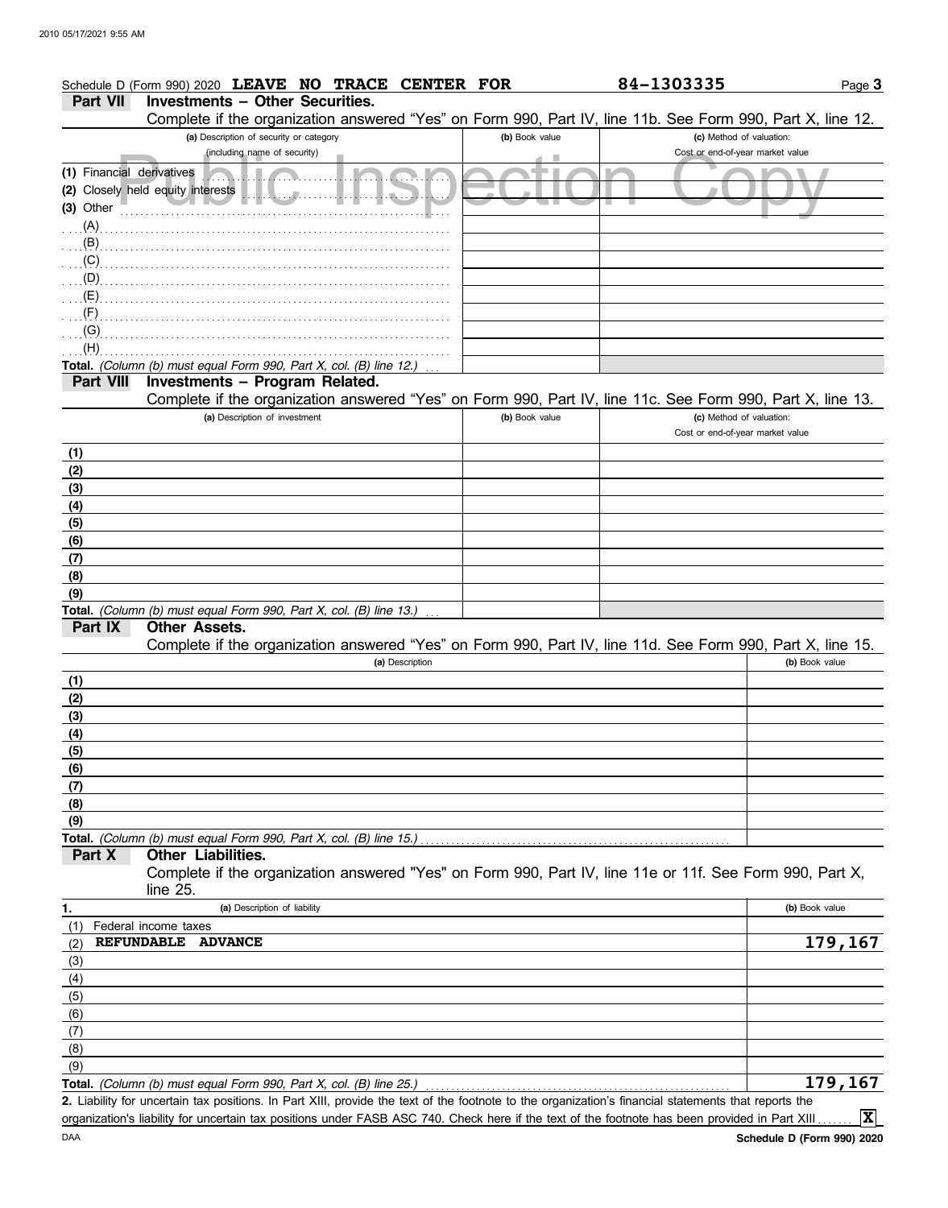Schedule D (Form 990) 2020 **LEAVE NO TRACE CENTER FOR** **84-1303335** Page **3**

## Part VII Investments – Other Securities.

Complete if the organization answered "Yes" on Form 990, Part IV, line 11b. See Form 990, Part X, line 12.

| (a) Description of security or category (including name of security) | (b) Book value | (c) Method of valuation: Cost or end-of-year market value |
|---|---|---|
| (1) Financial derivatives | | |
| (2) Closely held equity interests | | |
| (3) Other | | |
| (A) | | |
| (B) | | |
| (C) | | |
| (D) | | |
| (E) | | |
| (F) | | |
| (G) | | |
| (H) | | |
| **Total.** *(Column (b) must equal Form 990, Part X, col. (B) line 12.)* | | |

## Part VIII Investments – Program Related.

Complete if the organization answered "Yes" on Form 990, Part IV, line 11c. See Form 990, Part X, line 13.

| (a) Description of investment | (b) Book value | (c) Method of valuation: Cost or end-of-year market value |
|---|---|---|
| (1) | | |
| (2) | | |
| (3) | | |
| (4) | | |
| (5) | | |
| (6) | | |
| (7) | | |
| (8) | | |
| (9) | | |
| **Total.** *(Column (b) must equal Form 990, Part X, col. (B) line 13.)* | | |

## Part IX Other Assets.

Complete if the organization answered "Yes" on Form 990, Part IV, line 11d. See Form 990, Part X, line 15.

| (a) Description | (b) Book value |
|---|---|
| (1) | |
| (2) | |
| (3) | |
| (4) | |
| (5) | |
| (6) | |
| (7) | |
| (8) | |
| (9) | |
| **Total.** *(Column (b) must equal Form 990, Part X, col. (B) line 15.)* | |

## Part X Other Liabilities.

Complete if the organization answered "Yes" on Form 990, Part IV, line 11e or 11f. See Form 990, Part X, line 25.

| 1. (a) Description of liability | (b) Book value |
|---|---|
| (1) Federal income taxes | |
| (2) **REFUNDABLE ADVANCE** | **179,167** |
| (3) | |
| (4) | |
| (5) | |
| (6) | |
| (7) | |
| (8) | |
| (9) | |
| **Total.** *(Column (b) must equal Form 990, Part X, col. (B) line 25.)* | **179,167** |

**2.** Liability for uncertain tax positions. In Part XIII, provide the text of the footnote to the organization's financial statements that reports the organization's liability for uncertain tax positions under FASB ASC 740. Check here if the text of the footnote has been provided in Part XIII ....... **X**

DAA **Schedule D (Form 990) 2020**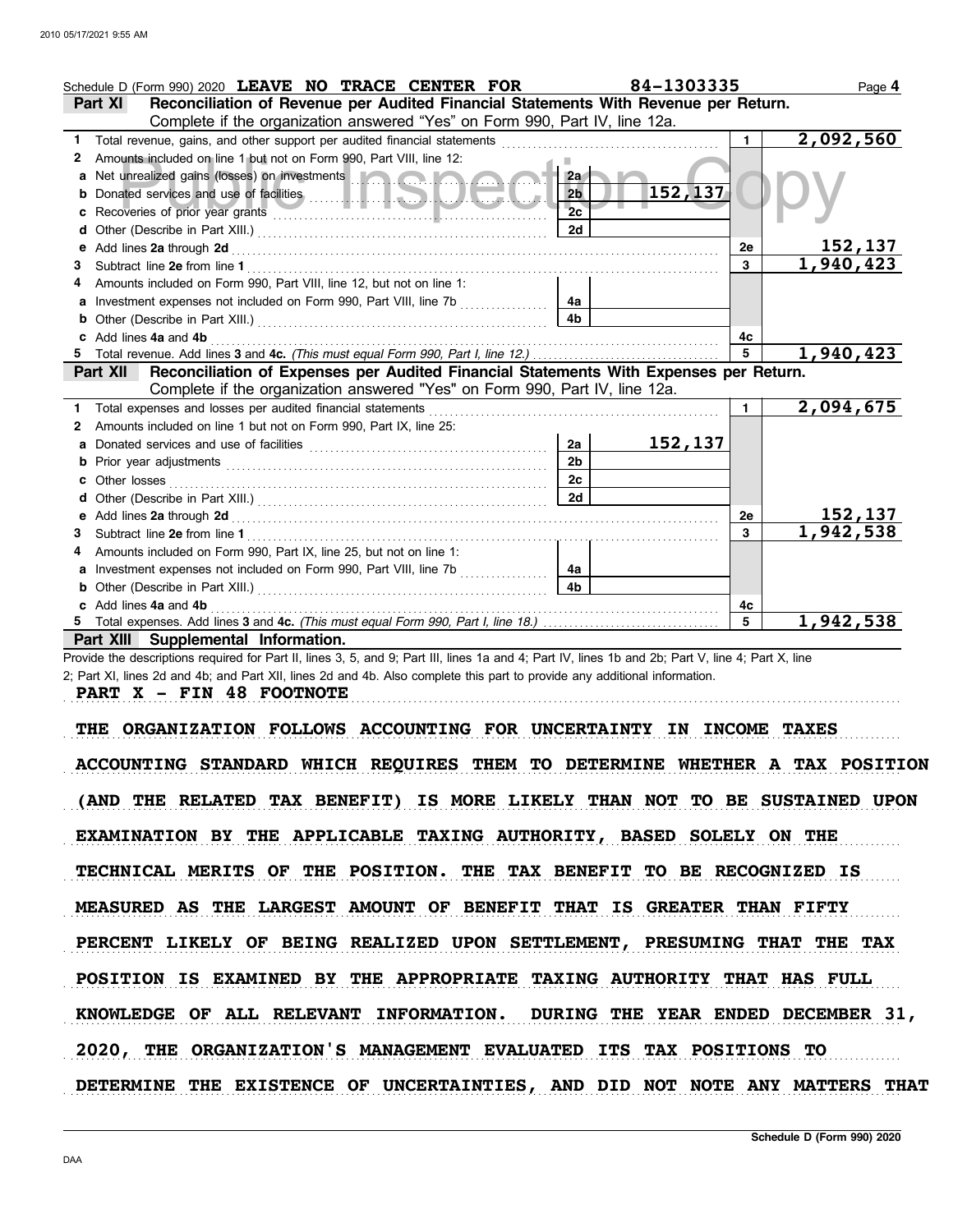Schedule D (Form 990) 2020 **LEAVE NO TRACE CENTER FOR** **84-1303335**

## Part XI Reconciliation of Revenue per Audited Financial Statements With Revenue per Return.

Complete if the organization answered "Yes" on Form 990, Part IV, line 12a.

| | | | | | |
|---|---|---|---|---|---|
| 1 | Total revenue, gains, and other support per audited financial statements | | | 1 | 2,092,560 |
| 2 | Amounts included on line 1 but not on Form 990, Part VIII, line 12: | | | | |
| a | Net unrealized gains (losses) on investments | 2a | | | |
| b | Donated services and use of facilities | 2b | 152,137 | | |
| c | Recoveries of prior year grants | 2c | | | |
| d | Other (Describe in Part XIII.) | 2d | | | |
| e | Add lines **2a** through **2d** | | | 2e | 152,137 |
| 3 | Subtract line **2e** from line **1** | | | 3 | 1,940,423 |
| 4 | Amounts included on Form 990, Part VIII, line 12, but not on line 1: | | | | |
| a | Investment expenses not included on Form 990, Part VIII, line 7b | 4a | | | |
| b | Other (Describe in Part XIII.) | 4b | | | |
| c | Add lines **4a** and **4b** | | | 4c | |
| 5 | Total revenue. Add lines **3** and **4c.** *(This must equal Form 990, Part I, line 12.)* | | | 5 | 1,940,423 |

## Part XII Reconciliation of Expenses per Audited Financial Statements With Expenses per Return.

Complete if the organization answered "Yes" on Form 990, Part IV, line 12a.

| | | | | | |
|---|---|---|---|---|---|
| 1 | Total expenses and losses per audited financial statements | | | 1 | 2,094,675 |
| 2 | Amounts included on line 1 but not on Form 990, Part IX, line 25: | | | | |
| a | Donated services and use of facilities | 2a | 152,137 | | |
| b | Prior year adjustments | 2b | | | |
| c | Other losses | 2c | | | |
| d | Other (Describe in Part XIII.) | 2d | | | |
| e | Add lines **2a** through **2d** | | | 2e | 152,137 |
| 3 | Subtract line **2e** from line **1** | | | 3 | 1,942,538 |
| 4 | Amounts included on Form 990, Part IX, line 25, but not on line 1: | | | | |
| a | Investment expenses not included on Form 990, Part VIII, line 7b | 4a | | | |
| b | Other (Describe in Part XIII.) | 4b | | | |
| c | Add lines **4a** and **4b** | | | 4c | |
| 5 | Total expenses. Add lines **3** and **4c.** *(This must equal Form 990, Part I, line 18.)* | | | 5 | 1,942,538 |

## Part XIII Supplemental Information.

Provide the descriptions required for Part II, lines 3, 5, and 9; Part III, lines 1a and 4; Part IV, lines 1b and 2b; Part V, line 4; Part X, line 2; Part XI, lines 2d and 4b; and Part XII, lines 2d and 4b. Also complete this part to provide any additional information.

**PART X - FIN 48 FOOTNOTE**

THE ORGANIZATION FOLLOWS ACCOUNTING FOR UNCERTAINTY IN INCOME TAXES ACCOUNTING STANDARD WHICH REQUIRES THEM TO DETERMINE WHETHER A TAX POSITION (AND THE RELATED TAX BENEFIT) IS MORE LIKELY THAN NOT TO BE SUSTAINED UPON EXAMINATION BY THE APPLICABLE TAXING AUTHORITY, BASED SOLELY ON THE TECHNICAL MERITS OF THE POSITION. THE TAX BENEFIT TO BE RECOGNIZED IS MEASURED AS THE LARGEST AMOUNT OF BENEFIT THAT IS GREATER THAN FIFTY PERCENT LIKELY OF BEING REALIZED UPON SETTLEMENT, PRESUMING THAT THE TAX POSITION IS EXAMINED BY THE APPROPRIATE TAXING AUTHORITY THAT HAS FULL KNOWLEDGE OF ALL RELEVANT INFORMATION. DURING THE YEAR ENDED DECEMBER 31, 2020, THE ORGANIZATION'S MANAGEMENT EVALUATED ITS TAX POSITIONS TO DETERMINE THE EXISTENCE OF UNCERTAINTIES, AND DID NOT NOTE ANY MATTERS THAT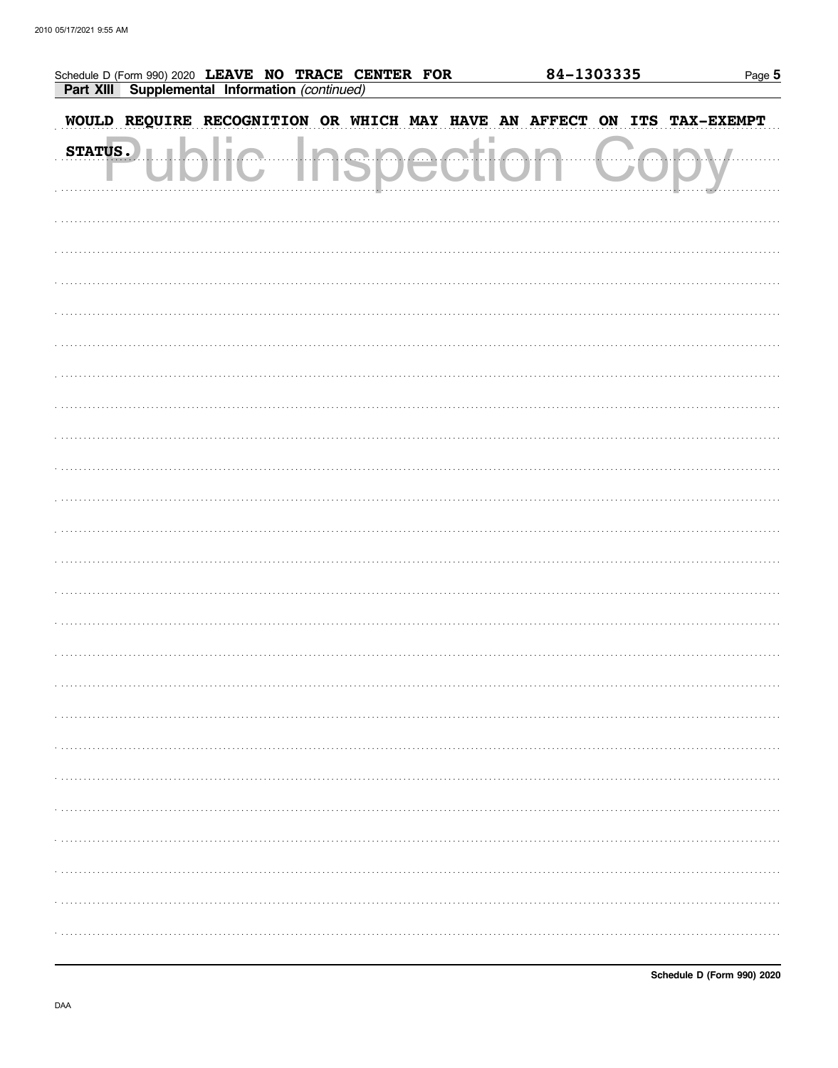Schedule D (Form 990) 2020 LEAVE NO TRACE CENTER FOR 84-1303335

**Part XIII Supplemental Information** *(continued)*

WOULD REQUIRE RECOGNITION OR WHICH MAY HAVE AN AFFECT ON ITS TAX-EXEMPT STATUS.

Public Inspection Copy

Schedule D (Form 990) 2020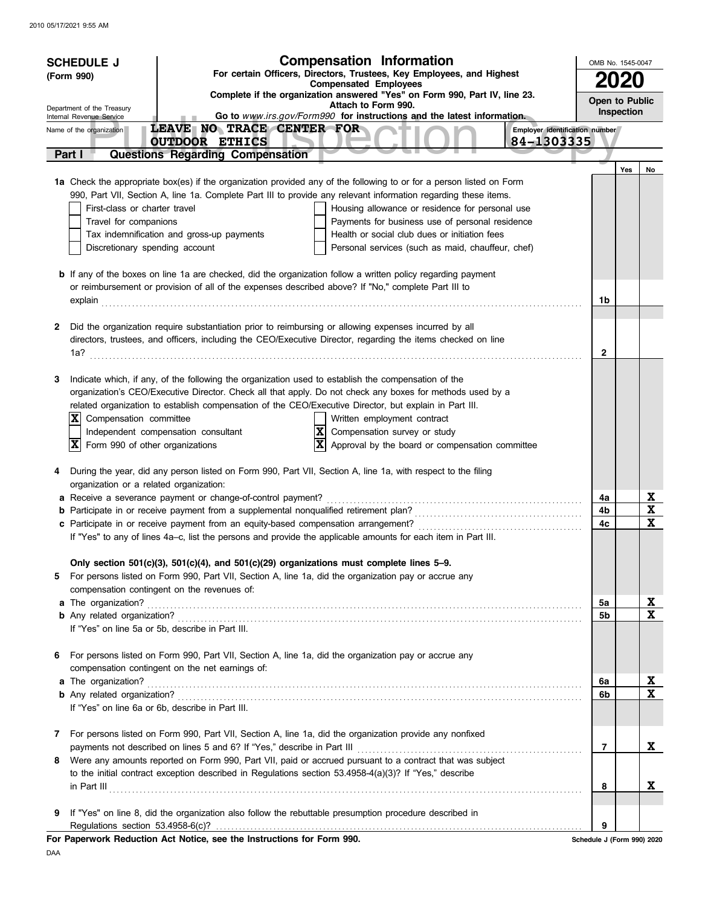**SCHEDULE J** (Form 990)

Department of the Treasury
Internal Revenue Service

# Compensation Information

**For certain Officers, Directors, Trustees, Key Employees, and Highest Compensated Employees**

**Complete if the organization answered "Yes" on Form 990, Part IV, line 23.**

**Attach to Form 990.**

**Go to** *www.irs.gov/Form990* **for instructions and the latest information.**

OMB No. 1545-0047

**2020**

**Open to Public Inspection**

Name of the organization: **LEAVE NO TRACE CENTER FOR OUTDOOR ETHICS**

Employer identification number: **84-1303335**

## Part I Questions Regarding Compensation

| | | Yes | No |
|---|---|---|---|
| **1a** Check the appropriate box(es) if the organization provided any of the following to or for a person listed on Form 990, Part VII, Section A, line 1a. Complete Part III to provide any relevant information regarding these items.<br>☐ First-class or charter travel ☐ Housing allowance or residence for personal use<br>☐ Travel for companions ☐ Payments for business use of personal residence<br>☐ Tax indemnification and gross-up payments ☐ Health or social club dues or initiation fees<br>☐ Discretionary spending account ☐ Personal services (such as maid, chauffeur, chef) | | | |
| **b** If any of the boxes on line 1a are checked, did the organization follow a written policy regarding payment or reimbursement or provision of all of the expenses described above? If "No," complete Part III to explain | 1b | | |
| **2** Did the organization require substantiation prior to reimbursing or allowing expenses incurred by all directors, trustees, and officers, including the CEO/Executive Director, regarding the items checked on line 1a? | 2 | | |
| **3** Indicate which, if any, of the following the organization used to establish the compensation of the organization's CEO/Executive Director. Check all that apply. Do not check any boxes for methods used by a related organization to establish compensation of the CEO/Executive Director, but explain in Part III.<br>☒ Compensation committee ☐ Written employment contract<br>☐ Independent compensation consultant ☒ Compensation survey or study<br>☒ Form 990 of other organizations ☒ Approval by the board or compensation committee | | | |
| **4** During the year, did any person listed on Form 990, Part VII, Section A, line 1a, with respect to the filing organization or a related organization: | | | |
| **a** Receive a severance payment or change-of-control payment? | 4a | | X |
| **b** Participate in or receive payment from a supplemental nonqualified retirement plan? | 4b | | X |
| **c** Participate in or receive payment from an equity-based compensation arrangement? | 4c | | X |
| If "Yes" to any of lines 4a–c, list the persons and provide the applicable amounts for each item in Part III. | | | |
| **Only section 501(c)(3), 501(c)(4), and 501(c)(29) organizations must complete lines 5–9.** | | | |
| **5** For persons listed on Form 990, Part VII, Section A, line 1a, did the organization pay or accrue any compensation contingent on the revenues of: | | | |
| **a** The organization? | 5a | | X |
| **b** Any related organization? | 5b | | X |
| If "Yes" on line 5a or 5b, describe in Part III. | | | |
| **6** For persons listed on Form 990, Part VII, Section A, line 1a, did the organization pay or accrue any compensation contingent on the net earnings of: | | | |
| **a** The organization? | 6a | | X |
| **b** Any related organization? | 6b | | X |
| If "Yes" on line 6a or 6b, describe in Part III. | | | |
| **7** For persons listed on Form 990, Part VII, Section A, line 1a, did the organization provide any nonfixed payments not described on lines 5 and 6? If "Yes," describe in Part III | 7 | | X |
| **8** Were any amounts reported on Form 990, Part VII, paid or accrued pursuant to a contract that was subject to the initial contract exception described in Regulations section 53.4958-4(a)(3)? If "Yes," describe in Part III | 8 | | X |
| **9** If "Yes" on line 8, did the organization also follow the rebuttable presumption procedure described in Regulations section 53.4958-6(c)? | 9 | | |

**For Paperwork Reduction Act Notice, see the Instructions for Form 990.**

Schedule J (Form 990) 2020

DAA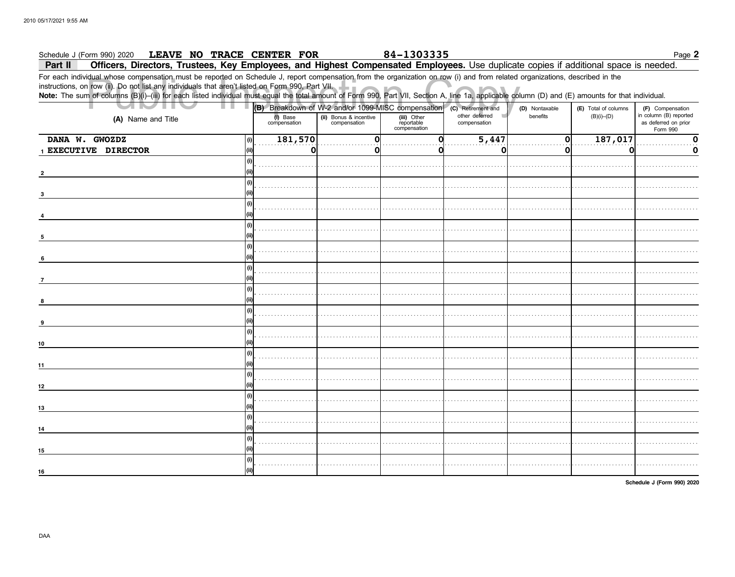Schedule J (Form 990) 2020 **LEAVE NO TRACE CENTER FOR** **84-1303335**

**Part II** **Officers, Directors, Trustees, Key Employees, and Highest Compensated Employees.** Use duplicate copies if additional space is needed.

For each individual whose compensation must be reported on Schedule J, report compensation from the organization on row (i) and from related organizations, described in the instructions, on row (ii). Do not list any individuals that aren't listed on Form 990, Part VII.

**Note:** The sum of columns (B)(i)–(iii) for each listed individual must equal the total amount of Form 990, Part VII, Section A, line 1a, applicable column (D) and (E) amounts for that individual.

| (A) Name and Title | | (B) Breakdown of W-2 and/or 1099-MISC compensation | | | (C) Retirement and other deferred compensation | (D) Nontaxable benefits | (E) Total of columns (B)(i)–(D) | (F) Compensation in column (B) reported as deferred on prior Form 990 |
|---|---|---|---|---|---|---|---|---|
| | | (i) Base compensation | (ii) Bonus & incentive compensation | (iii) Other reportable compensation | | | | |
| 1 DANA W. GWOZDZ | (i) | 181,570 | 0 | 0 | 5,447 | 0 | 187,017 | 0 |
| EXECUTIVE DIRECTOR | (ii) | 0 | 0 | 0 | 0 | 0 | 0 | 0 |
| 2 | (i) | | | | | | | |
| | (ii) | | | | | | | |
| 3 | (i) | | | | | | | |
| | (ii) | | | | | | | |
| 4 | (i) | | | | | | | |
| | (ii) | | | | | | | |
| 5 | (i) | | | | | | | |
| | (ii) | | | | | | | |
| 6 | (i) | | | | | | | |
| | (ii) | | | | | | | |
| 7 | (i) | | | | | | | |
| | (ii) | | | | | | | |
| 8 | (i) | | | | | | | |
| | (ii) | | | | | | | |
| 9 | (i) | | | | | | | |
| | (ii) | | | | | | | |
| 10 | (i) | | | | | | | |
| | (ii) | | | | | | | |
| 11 | (i) | | | | | | | |
| | (ii) | | | | | | | |
| 12 | (i) | | | | | | | |
| | (ii) | | | | | | | |
| 13 | (i) | | | | | | | |
| | (ii) | | | | | | | |
| 14 | (i) | | | | | | | |
| | (ii) | | | | | | | |
| 15 | (i) | | | | | | | |
| | (ii) | | | | | | | |
| 16 | (i) | | | | | | | |
| | (ii) | | | | | | | |

**Schedule J (Form 990) 2020**

DAA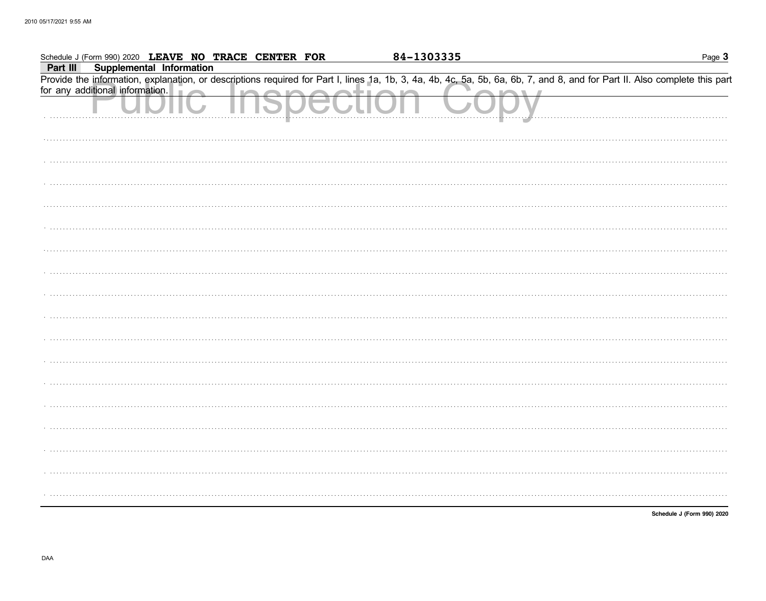Schedule J (Form 990) 2020 **LEAVE NO TRACE CENTER FOR** **84-1303335**

**Part III** **Supplemental Information**

Provide the information, explanation, or descriptions required for Part I, lines 1a, 1b, 3, 4a, 4b, 4c, 5a, 5b, 6a, 6b, 7, and 8, and for Part II. Also complete this part for any additional information.

Public Inspection Copy

**Schedule J (Form 990) 2020**

DAA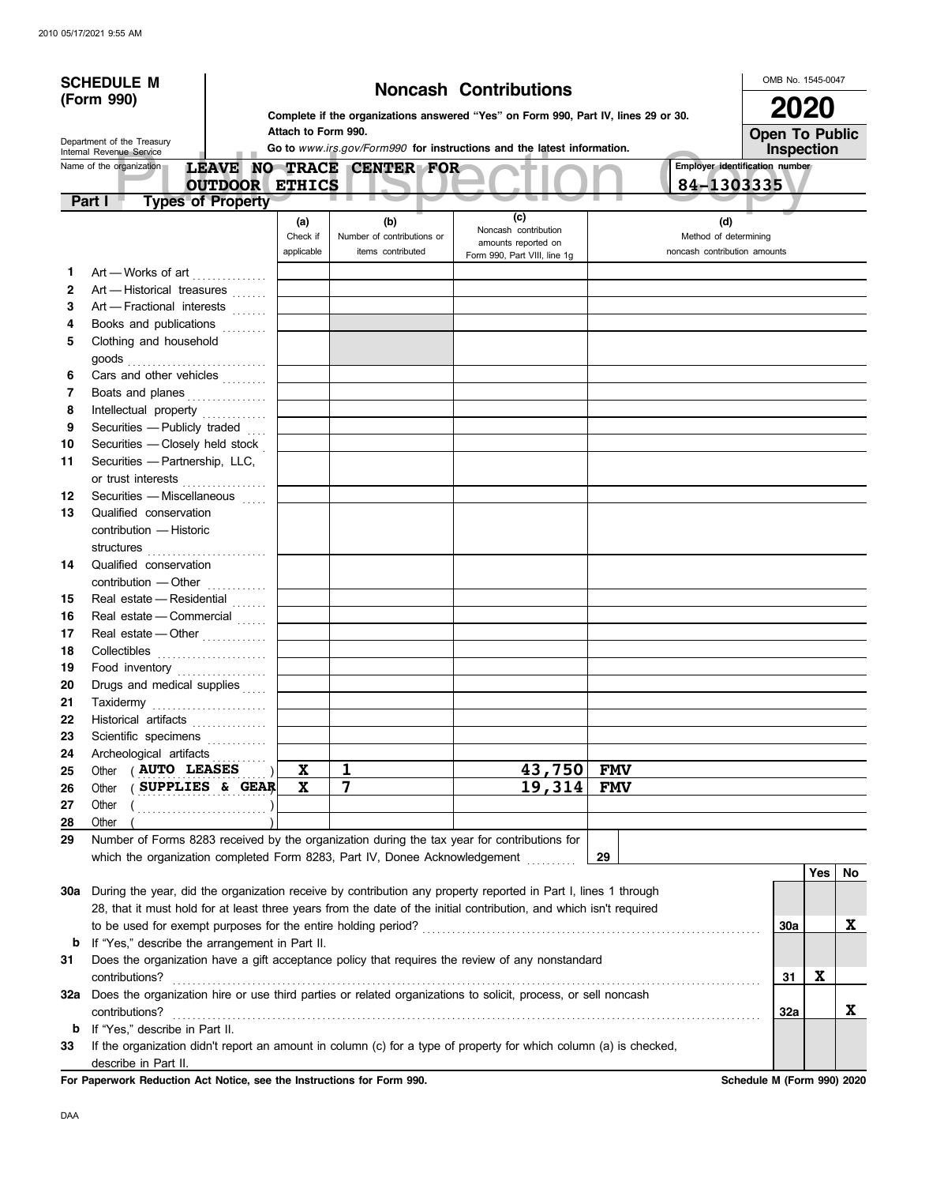# SCHEDULE M (Form 990)

Department of the Treasury
Internal Revenue Service

## Noncash Contributions

**Complete if the organizations answered "Yes" on Form 990, Part IV, lines 29 or 30.**

**Attach to Form 990.**

**Go to *www.irs.gov/Form990* for instructions and the latest information.**

OMB No. 1545-0047

**2020**

**Open To Public Inspection**

Name of the organization: **LEAVE NO TRACE CENTER FOR OUTDOOR ETHICS**

Employer identification number: **84-1303335**

### Part I Types of Property

| | | (a) Check if applicable | (b) Number of contributions or items contributed | (c) Noncash contribution amounts reported on Form 990, Part VIII, line 1g | (d) Method of determining noncash contribution amounts |
|---|---|---|---|---|---|
| 1 | Art — Works of art | | | | |
| 2 | Art — Historical treasures | | | | |
| 3 | Art — Fractional interests | | | | |
| 4 | Books and publications | | | | |
| 5 | Clothing and household goods | | | | |
| 6 | Cars and other vehicles | | | | |
| 7 | Boats and planes | | | | |
| 8 | Intellectual property | | | | |
| 9 | Securities — Publicly traded | | | | |
| 10 | Securities — Closely held stock | | | | |
| 11 | Securities — Partnership, LLC, or trust interests | | | | |
| 12 | Securities — Miscellaneous | | | | |
| 13 | Qualified conservation contribution — Historic structures | | | | |
| 14 | Qualified conservation contribution — Other | | | | |
| 15 | Real estate — Residential | | | | |
| 16 | Real estate — Commercial | | | | |
| 17 | Real estate — Other | | | | |
| 18 | Collectibles | | | | |
| 19 | Food inventory | | | | |
| 20 | Drugs and medical supplies | | | | |
| 21 | Taxidermy | | | | |
| 22 | Historical artifacts | | | | |
| 23 | Scientific specimens | | | | |
| 24 | Archeological artifacts | | | | |
| 25 | Other ( AUTO LEASES ) | X | 1 | 43,750 | FMV |
| 26 | Other ( SUPPLIES & GEAR ) | X | 7 | 19,314 | FMV |
| 27 | Other ( ) | | | | |
| 28 | Other ( ) | | | | |

**29** Number of Forms 8283 received by the organization during the tax year for contributions for which the organization completed Form 8283, Part IV, Donee Acknowledgement ..... **29**

| | | | Yes | No |
|---|---|---|---|---|
| **30a** | During the year, did the organization receive by contribution any property reported in Part I, lines 1 through 28, that it must hold for at least three years from the date of the initial contribution, and which isn't required to be used for exempt purposes for the entire holding period? | 30a | | X |
| **b** | If "Yes," describe the arrangement in Part II. | | | |
| **31** | Does the organization have a gift acceptance policy that requires the review of any nonstandard contributions? | 31 | X | |
| **32a** | Does the organization hire or use third parties or related organizations to solicit, process, or sell noncash contributions? | 32a | | X |
| **b** | If "Yes," describe in Part II. | | | |
| **33** | If the organization didn't report an amount in column (c) for a type of property for which column (a) is checked, describe in Part II. | | | |

**For Paperwork Reduction Act Notice, see the Instructions for Form 990.**

**Schedule M (Form 990) 2020**

DAA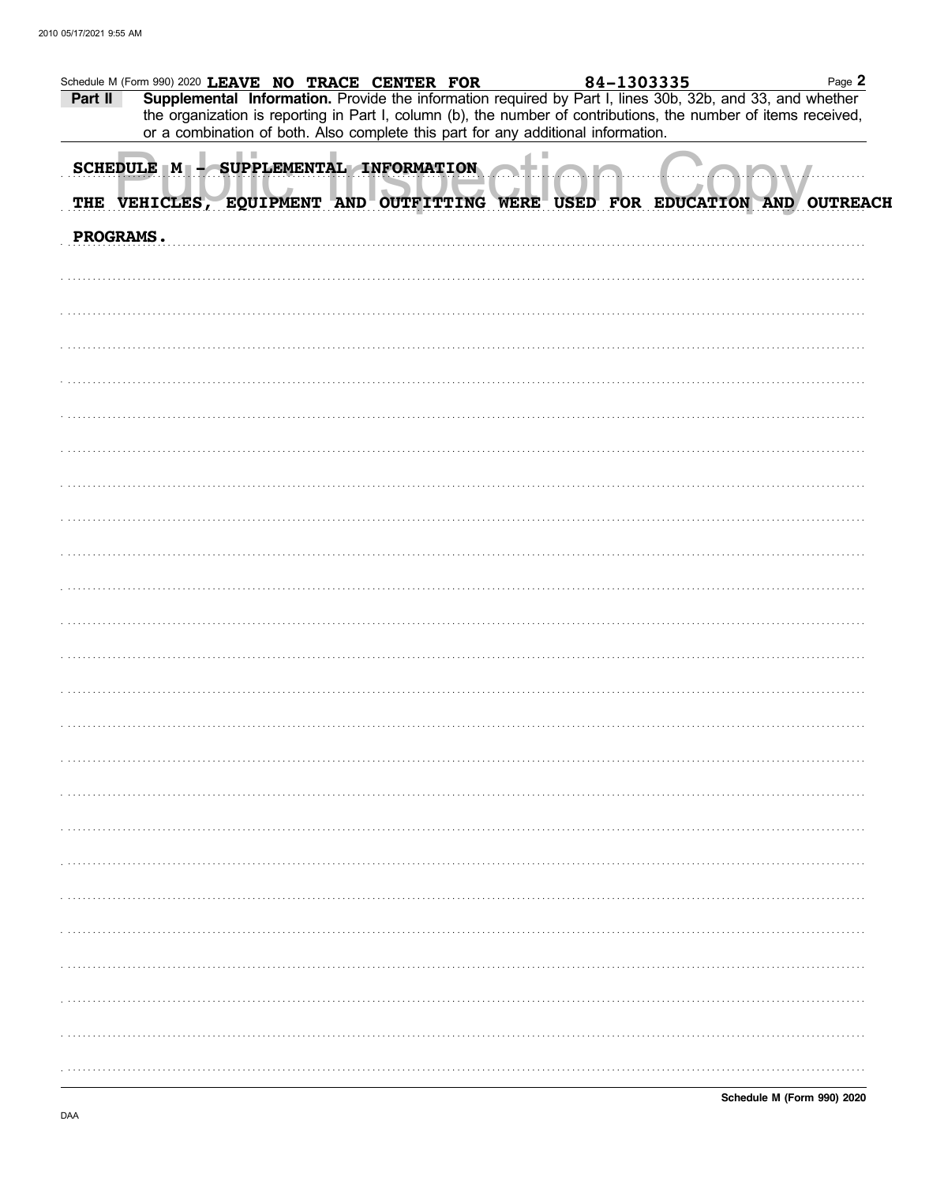Schedule M (Form 990) 2020 LEAVE NO TRACE CENTER FOR 84-1303335

**Part II** **Supplemental Information.** Provide the information required by Part I, lines 30b, 32b, and 33, and whether the organization is reporting in Part I, column (b), the number of contributions, the number of items received, or a combination of both. Also complete this part for any additional information.

SCHEDULE M - SUPPLEMENTAL INFORMATION

THE VEHICLES, EQUIPMENT AND OUTFITTING WERE USED FOR EDUCATION AND OUTREACH PROGRAMS.

**Schedule M (Form 990) 2020**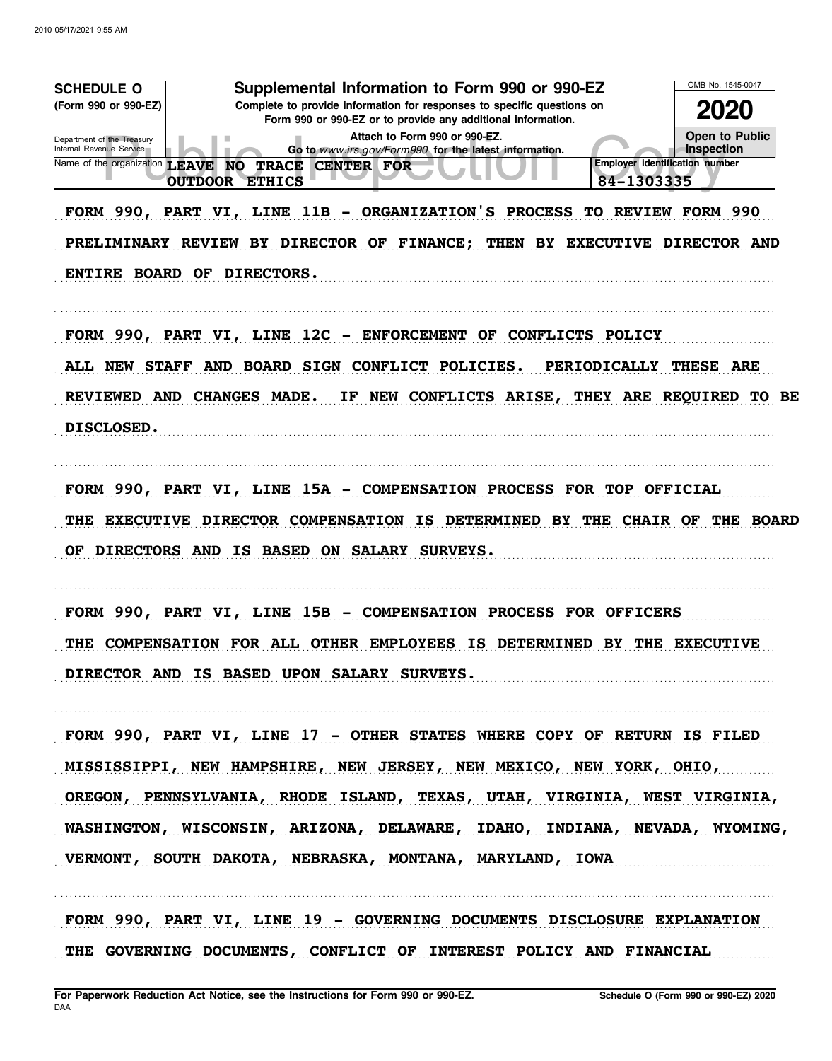**SCHEDULE O** (Form 990 or 990-EZ)

Department of the Treasury
Internal Revenue Service

# Supplemental Information to Form 990 or 990-EZ

**Complete to provide information for responses to specific questions on Form 990 or 990-EZ or to provide any additional information.**

**Attach to Form 990 or 990-EZ.**

**Go to *www.irs.gov/Form990* for the latest information.**

OMB No. 1545-0047

**2020**

**Open to Public Inspection**

Name of the organization: LEAVE NO TRACE CENTER FOR OUTDOOR ETHICS

Employer identification number: 84-1303335

FORM 990, PART VI, LINE 11B - ORGANIZATION'S PROCESS TO REVIEW FORM 990

PRELIMINARY REVIEW BY DIRECTOR OF FINANCE; THEN BY EXECUTIVE DIRECTOR AND ENTIRE BOARD OF DIRECTORS.

FORM 990, PART VI, LINE 12C - ENFORCEMENT OF CONFLICTS POLICY

ALL NEW STAFF AND BOARD SIGN CONFLICT POLICIES. PERIODICALLY THESE ARE REVIEWED AND CHANGES MADE. IF NEW CONFLICTS ARISE, THEY ARE REQUIRED TO BE DISCLOSED.

FORM 990, PART VI, LINE 15A - COMPENSATION PROCESS FOR TOP OFFICIAL

THE EXECUTIVE DIRECTOR COMPENSATION IS DETERMINED BY THE CHAIR OF THE BOARD OF DIRECTORS AND IS BASED ON SALARY SURVEYS.

FORM 990, PART VI, LINE 15B - COMPENSATION PROCESS FOR OFFICERS

THE COMPENSATION FOR ALL OTHER EMPLOYEES IS DETERMINED BY THE EXECUTIVE DIRECTOR AND IS BASED UPON SALARY SURVEYS.

FORM 990, PART VI, LINE 17 - OTHER STATES WHERE COPY OF RETURN IS FILED

MISSISSIPPI, NEW HAMPSHIRE, NEW JERSEY, NEW MEXICO, NEW YORK, OHIO, OREGON, PENNSYLVANIA, RHODE ISLAND, TEXAS, UTAH, VIRGINIA, WEST VIRGINIA, WASHINGTON, WISCONSIN, ARIZONA, DELAWARE, IDAHO, INDIANA, NEVADA, WYOMING, VERMONT, SOUTH DAKOTA, NEBRASKA, MONTANA, MARYLAND, IOWA

FORM 990, PART VI, LINE 19 - GOVERNING DOCUMENTS DISCLOSURE EXPLANATION

THE GOVERNING DOCUMENTS, CONFLICT OF INTEREST POLICY AND FINANCIAL

**For Paperwork Reduction Act Notice, see the Instructions for Form 990 or 990-EZ.**
DAA

**Schedule O (Form 990 or 990-EZ) 2020**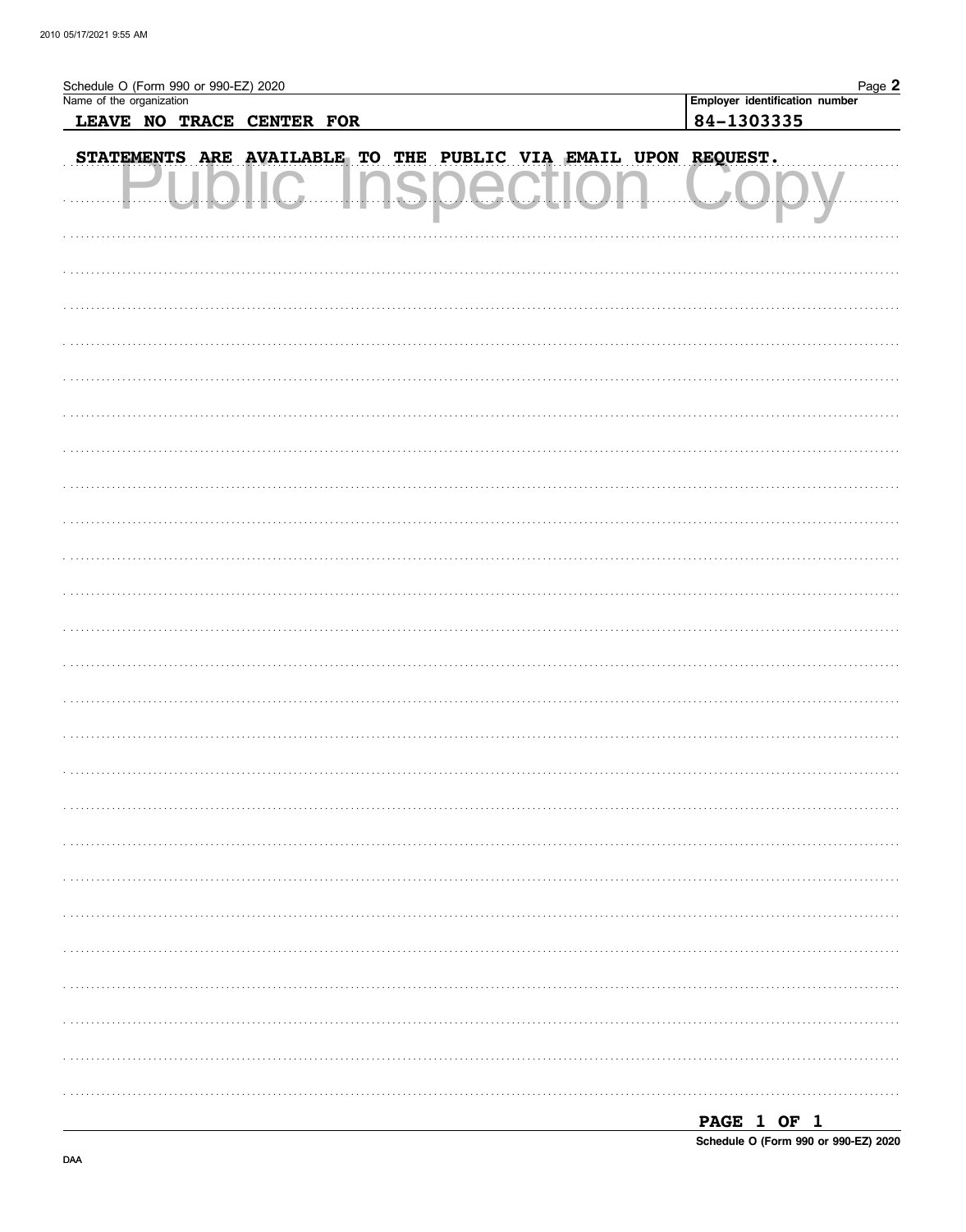Schedule O (Form 990 or 990-EZ) 2020

| Name of the organization | Employer identification number |
| --- | --- |
| LEAVE NO TRACE CENTER FOR | 84-1303335 |

STATEMENTS ARE AVAILABLE TO THE PUBLIC VIA EMAIL UPON REQUEST.

Public Inspection Copy

PAGE 1 OF 1

Schedule O (Form 990 or 990-EZ) 2020